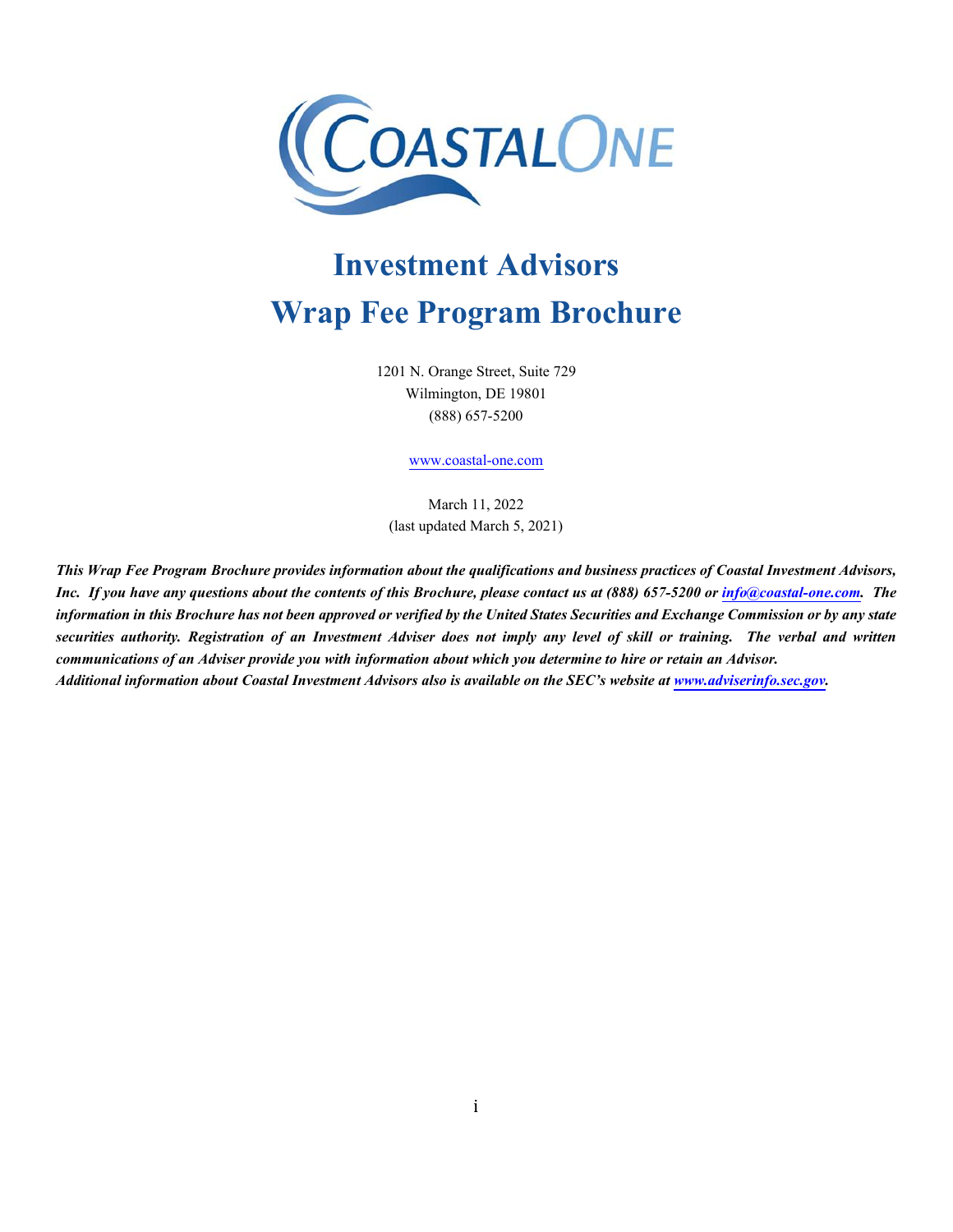# Investment Advisors

# Wrap Fee Program Brochure

1201 N. Orange Street, Suite 729
Wilmington, DE 19801
(888) 657-5200

www.coastal-one.com

March 11, 2022
(last updated March 5, 2021)

***This Wrap Fee Program Brochure provides information about the qualifications and business practices of Coastal Investment Advisors, Inc. If you have any questions about the contents of this Brochure, please contact us at (888) 657-5200 or info@coastal-one.com. The information in this Brochure has not been approved or verified by the United States Securities and Exchange Commission or by any state securities authority. Registration of an Investment Adviser does not imply any level of skill or training. The verbal and written communications of an Adviser provide you with information about which you determine to hire or retain an Advisor.***
***Additional information about Coastal Investment Advisors also is available on the SEC's website at www.adviserinfo.sec.gov.***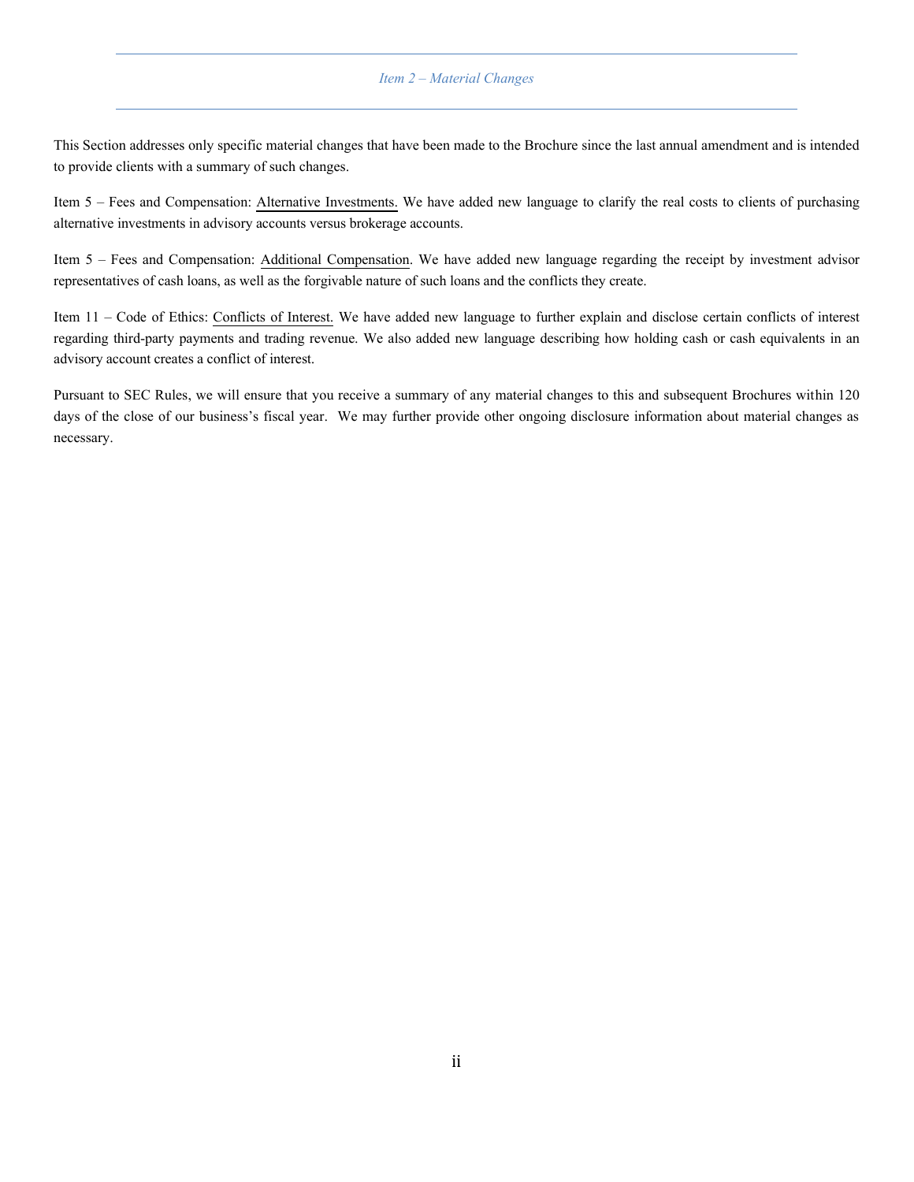## *Item 2 – Material Changes*

This Section addresses only specific material changes that have been made to the Brochure since the last annual amendment and is intended to provide clients with a summary of such changes.

Item 5 – Fees and Compensation: Alternative Investments. We have added new language to clarify the real costs to clients of purchasing alternative investments in advisory accounts versus brokerage accounts.

Item 5 – Fees and Compensation: Additional Compensation. We have added new language regarding the receipt by investment advisor representatives of cash loans, as well as the forgivable nature of such loans and the conflicts they create.

Item 11 – Code of Ethics: Conflicts of Interest. We have added new language to further explain and disclose certain conflicts of interest regarding third-party payments and trading revenue. We also added new language describing how holding cash or cash equivalents in an advisory account creates a conflict of interest.

Pursuant to SEC Rules, we will ensure that you receive a summary of any material changes to this and subsequent Brochures within 120 days of the close of our business's fiscal year. We may further provide other ongoing disclosure information about material changes as necessary.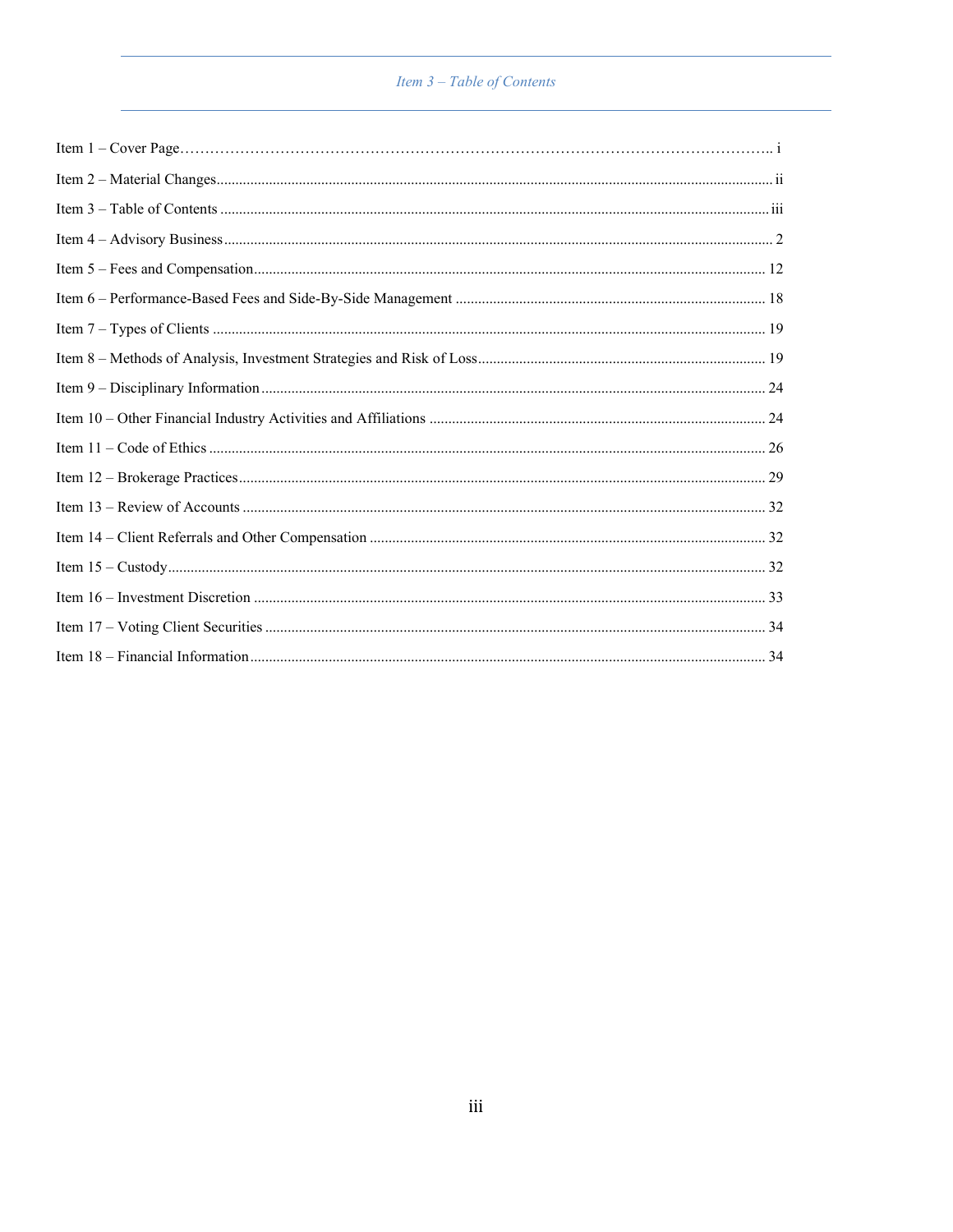## Item 3 – Table of Contents

Item 1 – Cover Page ........ i

Item 2 – Material Changes ........ ii

Item 3 – Table of Contents ........ iii

Item 4 – Advisory Business ........ 2

Item 5 – Fees and Compensation ........ 12

Item 6 – Performance-Based Fees and Side-By-Side Management ........ 18

Item 7 – Types of Clients ........ 19

Item 8 – Methods of Analysis, Investment Strategies and Risk of Loss ........ 19

Item 9 – Disciplinary Information ........ 24

Item 10 – Other Financial Industry Activities and Affiliations ........ 24

Item 11 – Code of Ethics ........ 26

Item 12 – Brokerage Practices ........ 29

Item 13 – Review of Accounts ........ 32

Item 14 – Client Referrals and Other Compensation ........ 32

Item 15 – Custody ........ 32

Item 16 – Investment Discretion ........ 33

Item 17 – Voting Client Securities ........ 34

Item 18 – Financial Information ........ 34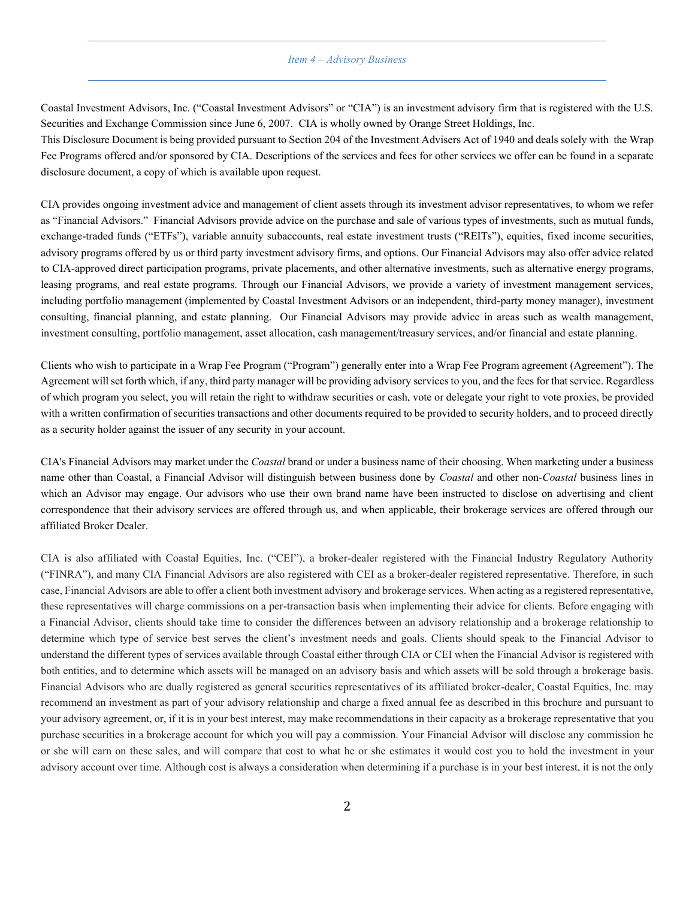## *Item 4 – Advisory Business*

Coastal Investment Advisors, Inc. ("Coastal Investment Advisors" or "CIA") is an investment advisory firm that is registered with the U.S. Securities and Exchange Commission since June 6, 2007. CIA is wholly owned by Orange Street Holdings, Inc.
This Disclosure Document is being provided pursuant to Section 204 of the Investment Advisers Act of 1940 and deals solely with the Wrap Fee Programs offered and/or sponsored by CIA. Descriptions of the services and fees for other services we offer can be found in a separate disclosure document, a copy of which is available upon request.

CIA provides ongoing investment advice and management of client assets through its investment advisor representatives, to whom we refer as "Financial Advisors." Financial Advisors provide advice on the purchase and sale of various types of investments, such as mutual funds, exchange-traded funds ("ETFs"), variable annuity subaccounts, real estate investment trusts ("REITs"), equities, fixed income securities, advisory programs offered by us or third party investment advisory firms, and options. Our Financial Advisors may also offer advice related to CIA-approved direct participation programs, private placements, and other alternative investments, such as alternative energy programs, leasing programs, and real estate programs. Through our Financial Advisors, we provide a variety of investment management services, including portfolio management (implemented by Coastal Investment Advisors or an independent, third-party money manager), investment consulting, financial planning, and estate planning. Our Financial Advisors may provide advice in areas such as wealth management, investment consulting, portfolio management, asset allocation, cash management/treasury services, and/or financial and estate planning.

Clients who wish to participate in a Wrap Fee Program ("Program") generally enter into a Wrap Fee Program agreement (Agreement"). The Agreement will set forth which, if any, third party manager will be providing advisory services to you, and the fees for that service. Regardless of which program you select, you will retain the right to withdraw securities or cash, vote or delegate your right to vote proxies, be provided with a written confirmation of securities transactions and other documents required to be provided to security holders, and to proceed directly as a security holder against the issuer of any security in your account.

CIA's Financial Advisors may market under the *Coastal* brand or under a business name of their choosing. When marketing under a business name other than Coastal, a Financial Advisor will distinguish between business done by *Coastal* and other non-*Coastal* business lines in which an Advisor may engage. Our advisors who use their own brand name have been instructed to disclose on advertising and client correspondence that their advisory services are offered through us, and when applicable, their brokerage services are offered through our affiliated Broker Dealer.

CIA is also affiliated with Coastal Equities, Inc. ("CEI"), a broker-dealer registered with the Financial Industry Regulatory Authority ("FINRA"), and many CIA Financial Advisors are also registered with CEI as a broker-dealer registered representative. Therefore, in such case, Financial Advisors are able to offer a client both investment advisory and brokerage services. When acting as a registered representative, these representatives will charge commissions on a per-transaction basis when implementing their advice for clients. Before engaging with a Financial Advisor, clients should take time to consider the differences between an advisory relationship and a brokerage relationship to determine which type of service best serves the client's investment needs and goals. Clients should speak to the Financial Advisor to understand the different types of services available through Coastal either through CIA or CEI when the Financial Advisor is registered with both entities, and to determine which assets will be managed on an advisory basis and which assets will be sold through a brokerage basis. Financial Advisors who are dually registered as general securities representatives of its affiliated broker-dealer, Coastal Equities, Inc. may recommend an investment as part of your advisory relationship and charge a fixed annual fee as described in this brochure and pursuant to your advisory agreement, or, if it is in your best interest, may make recommendations in their capacity as a brokerage representative that you purchase securities in a brokerage account for which you will pay a commission. Your Financial Advisor will disclose any commission he or she will earn on these sales, and will compare that cost to what he or she estimates it would cost you to hold the investment in your advisory account over time. Although cost is always a consideration when determining if a purchase is in your best interest, it is not the only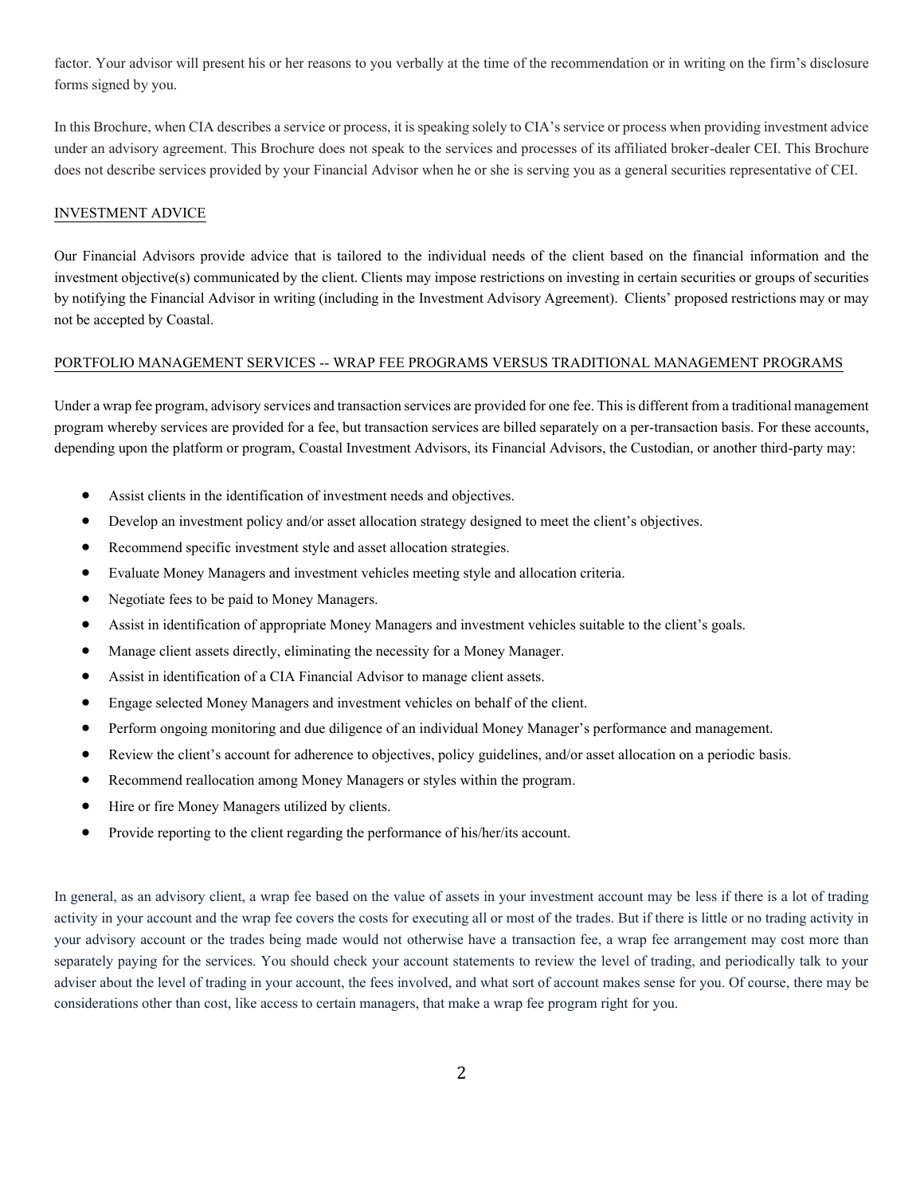factor. Your advisor will present his or her reasons to you verbally at the time of the recommendation or in writing on the firm's disclosure forms signed by you.

In this Brochure, when CIA describes a service or process, it is speaking solely to CIA's service or process when providing investment advice under an advisory agreement. This Brochure does not speak to the services and processes of its affiliated broker-dealer CEI. This Brochure does not describe services provided by your Financial Advisor when he or she is serving you as a general securities representative of CEI.

## INVESTMENT ADVICE

Our Financial Advisors provide advice that is tailored to the individual needs of the client based on the financial information and the investment objective(s) communicated by the client. Clients may impose restrictions on investing in certain securities or groups of securities by notifying the Financial Advisor in writing (including in the Investment Advisory Agreement). Clients' proposed restrictions may or may not be accepted by Coastal.

## PORTFOLIO MANAGEMENT SERVICES -- WRAP FEE PROGRAMS VERSUS TRADITIONAL MANAGEMENT PROGRAMS

Under a wrap fee program, advisory services and transaction services are provided for one fee. This is different from a traditional management program whereby services are provided for a fee, but transaction services are billed separately on a per-transaction basis. For these accounts, depending upon the platform or program, Coastal Investment Advisors, its Financial Advisors, the Custodian, or another third-party may:

- Assist clients in the identification of investment needs and objectives.
- Develop an investment policy and/or asset allocation strategy designed to meet the client's objectives.
- Recommend specific investment style and asset allocation strategies.
- Evaluate Money Managers and investment vehicles meeting style and allocation criteria.
- Negotiate fees to be paid to Money Managers.
- Assist in identification of appropriate Money Managers and investment vehicles suitable to the client's goals.
- Manage client assets directly, eliminating the necessity for a Money Manager.
- Assist in identification of a CIA Financial Advisor to manage client assets.
- Engage selected Money Managers and investment vehicles on behalf of the client.
- Perform ongoing monitoring and due diligence of an individual Money Manager's performance and management.
- Review the client's account for adherence to objectives, policy guidelines, and/or asset allocation on a periodic basis.
- Recommend reallocation among Money Managers or styles within the program.
- Hire or fire Money Managers utilized by clients.
- Provide reporting to the client regarding the performance of his/her/its account.

In general, as an advisory client, a wrap fee based on the value of assets in your investment account may be less if there is a lot of trading activity in your account and the wrap fee covers the costs for executing all or most of the trades. But if there is little or no trading activity in your advisory account or the trades being made would not otherwise have a transaction fee, a wrap fee arrangement may cost more than separately paying for the services. You should check your account statements to review the level of trading, and periodically talk to your adviser about the level of trading in your account, the fees involved, and what sort of account makes sense for you. Of course, there may be considerations other than cost, like access to certain managers, that make a wrap fee program right for you.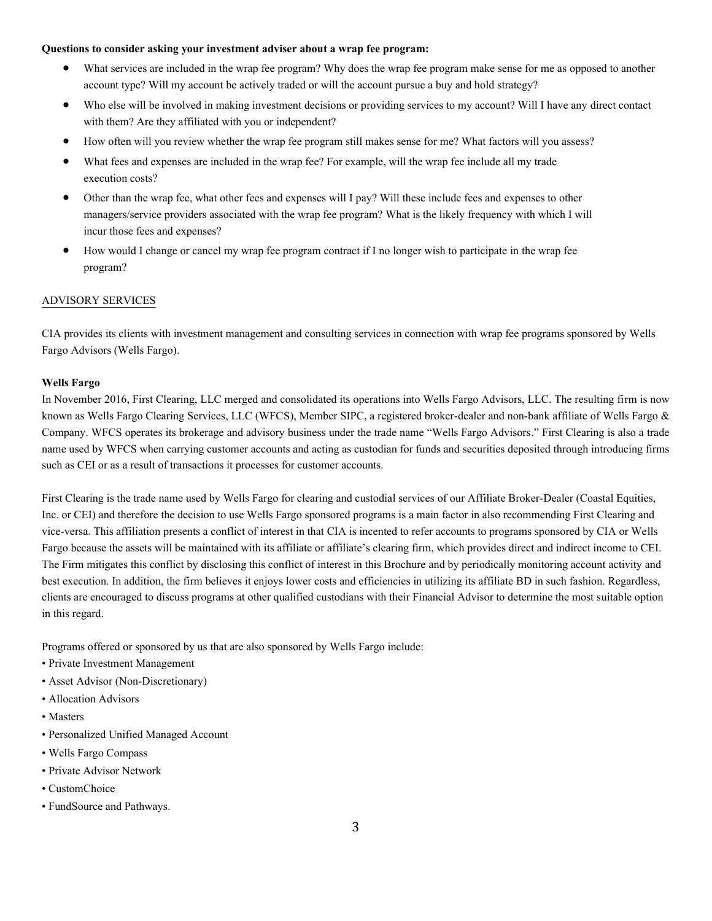**Questions to consider asking your investment adviser about a wrap fee program:**

- What services are included in the wrap fee program? Why does the wrap fee program make sense for me as opposed to another account type? Will my account be actively traded or will the account pursue a buy and hold strategy?
- Who else will be involved in making investment decisions or providing services to my account? Will I have any direct contact with them? Are they affiliated with you or independent?
- How often will you review whether the wrap fee program still makes sense for me? What factors will you assess?
- What fees and expenses are included in the wrap fee? For example, will the wrap fee include all my trade execution costs?
- Other than the wrap fee, what other fees and expenses will I pay? Will these include fees and expenses to other managers/service providers associated with the wrap fee program? What is the likely frequency with which I will incur those fees and expenses?
- How would I change or cancel my wrap fee program contract if I no longer wish to participate in the wrap fee program?

## ADVISORY SERVICES

CIA provides its clients with investment management and consulting services in connection with wrap fee programs sponsored by Wells Fargo Advisors (Wells Fargo).

**Wells Fargo**

In November 2016, First Clearing, LLC merged and consolidated its operations into Wells Fargo Advisors, LLC. The resulting firm is now known as Wells Fargo Clearing Services, LLC (WFCS), Member SIPC, a registered broker-dealer and non-bank affiliate of Wells Fargo & Company. WFCS operates its brokerage and advisory business under the trade name "Wells Fargo Advisors." First Clearing is also a trade name used by WFCS when carrying customer accounts and acting as custodian for funds and securities deposited through introducing firms such as CEI or as a result of transactions it processes for customer accounts.

First Clearing is the trade name used by Wells Fargo for clearing and custodial services of our Affiliate Broker-Dealer (Coastal Equities, Inc. or CEI) and therefore the decision to use Wells Fargo sponsored programs is a main factor in also recommending First Clearing and vice-versa. This affiliation presents a conflict of interest in that CIA is incented to refer accounts to programs sponsored by CIA or Wells Fargo because the assets will be maintained with its affiliate or affiliate's clearing firm, which provides direct and indirect income to CEI. The Firm mitigates this conflict by disclosing this conflict of interest in this Brochure and by periodically monitoring account activity and best execution. In addition, the firm believes it enjoys lower costs and efficiencies in utilizing its affiliate BD in such fashion. Regardless, clients are encouraged to discuss programs at other qualified custodians with their Financial Advisor to determine the most suitable option in this regard.

Programs offered or sponsored by us that are also sponsored by Wells Fargo include:

- Private Investment Management
- Asset Advisor (Non-Discretionary)
- Allocation Advisors
- Masters
- Personalized Unified Managed Account
- Wells Fargo Compass
- Private Advisor Network
- CustomChoice
- FundSource and Pathways.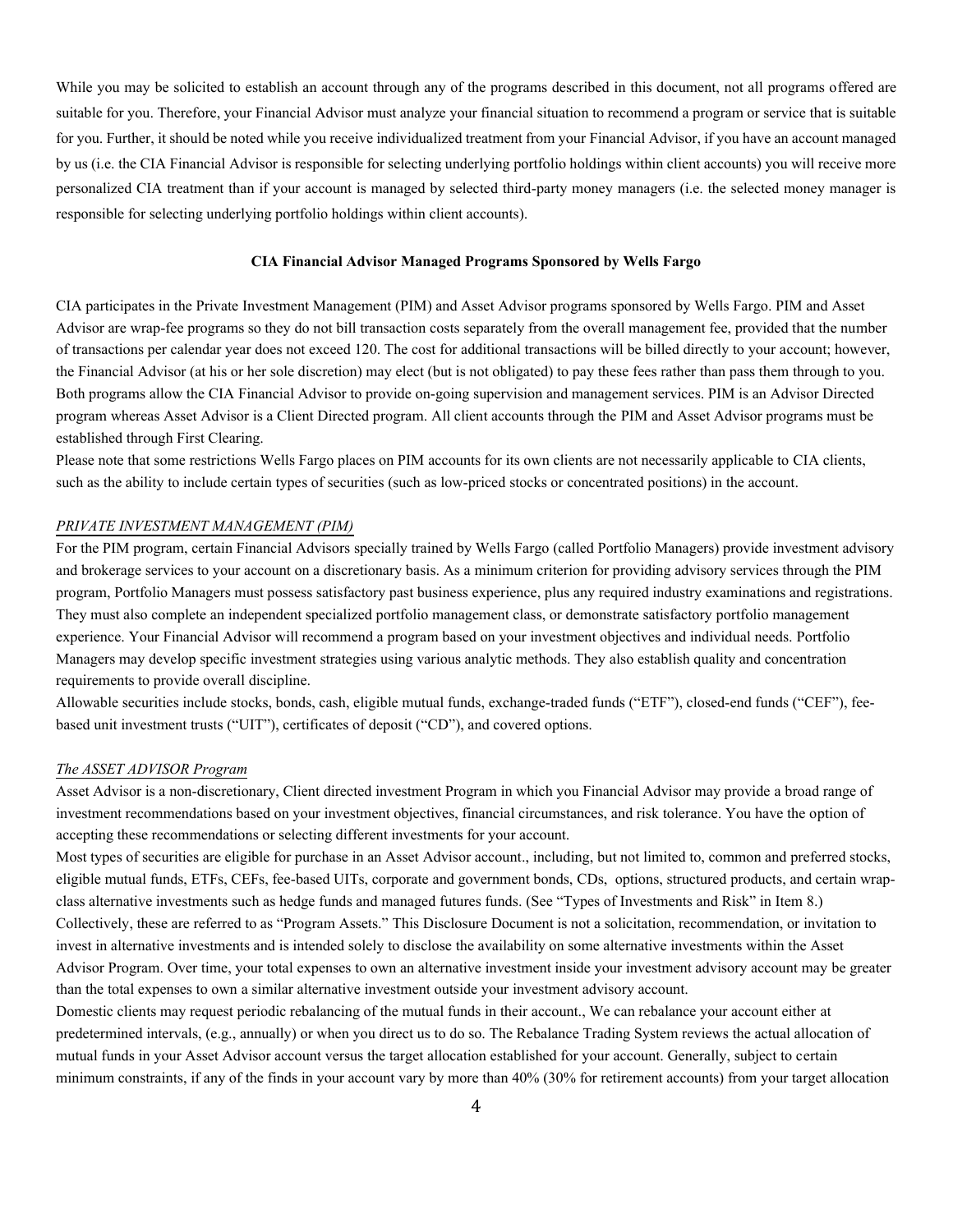While you may be solicited to establish an account through any of the programs described in this document, not all programs offered are suitable for you. Therefore, your Financial Advisor must analyze your financial situation to recommend a program or service that is suitable for you. Further, it should be noted while you receive individualized treatment from your Financial Advisor, if you have an account managed by us (i.e. the CIA Financial Advisor is responsible for selecting underlying portfolio holdings within client accounts) you will receive more personalized CIA treatment than if your account is managed by selected third-party money managers (i.e. the selected money manager is responsible for selecting underlying portfolio holdings within client accounts).

**CIA Financial Advisor Managed Programs Sponsored by Wells Fargo**

CIA participates in the Private Investment Management (PIM) and Asset Advisor programs sponsored by Wells Fargo. PIM and Asset Advisor are wrap-fee programs so they do not bill transaction costs separately from the overall management fee, provided that the number of transactions per calendar year does not exceed 120. The cost for additional transactions will be billed directly to your account; however, the Financial Advisor (at his or her sole discretion) may elect (but is not obligated) to pay these fees rather than pass them through to you. Both programs allow the CIA Financial Advisor to provide on-going supervision and management services. PIM is an Advisor Directed program whereas Asset Advisor is a Client Directed program. All client accounts through the PIM and Asset Advisor programs must be established through First Clearing.

Please note that some restrictions Wells Fargo places on PIM accounts for its own clients are not necessarily applicable to CIA clients, such as the ability to include certain types of securities (such as low-priced stocks or concentrated positions) in the account.

*PRIVATE INVESTMENT MANAGEMENT (PIM)*

For the PIM program, certain Financial Advisors specially trained by Wells Fargo (called Portfolio Managers) provide investment advisory and brokerage services to your account on a discretionary basis. As a minimum criterion for providing advisory services through the PIM program, Portfolio Managers must possess satisfactory past business experience, plus any required industry examinations and registrations. They must also complete an independent specialized portfolio management class, or demonstrate satisfactory portfolio management experience. Your Financial Advisor will recommend a program based on your investment objectives and individual needs. Portfolio Managers may develop specific investment strategies using various analytic methods. They also establish quality and concentration requirements to provide overall discipline.

Allowable securities include stocks, bonds, cash, eligible mutual funds, exchange-traded funds ("ETF"), closed-end funds ("CEF"), fee-based unit investment trusts ("UIT"), certificates of deposit ("CD"), and covered options.

*The ASSET ADVISOR Program*

Asset Advisor is a non-discretionary, Client directed investment Program in which you Financial Advisor may provide a broad range of investment recommendations based on your investment objectives, financial circumstances, and risk tolerance. You have the option of accepting these recommendations or selecting different investments for your account.

Most types of securities are eligible for purchase in an Asset Advisor account., including, but not limited to, common and preferred stocks, eligible mutual funds, ETFs, CEFs, fee-based UITs, corporate and government bonds, CDs, options, structured products, and certain wrap-class alternative investments such as hedge funds and managed futures funds. (See "Types of Investments and Risk" in Item 8.)

Collectively, these are referred to as "Program Assets." This Disclosure Document is not a solicitation, recommendation, or invitation to invest in alternative investments and is intended solely to disclose the availability on some alternative investments within the Asset Advisor Program. Over time, your total expenses to own an alternative investment inside your investment advisory account may be greater than the total expenses to own a similar alternative investment outside your investment advisory account.

Domestic clients may request periodic rebalancing of the mutual funds in their account., We can rebalance your account either at predetermined intervals, (e.g., annually) or when you direct us to do so. The Rebalance Trading System reviews the actual allocation of mutual funds in your Asset Advisor account versus the target allocation established for your account. Generally, subject to certain minimum constraints, if any of the finds in your account vary by more than 40% (30% for retirement accounts) from your target allocation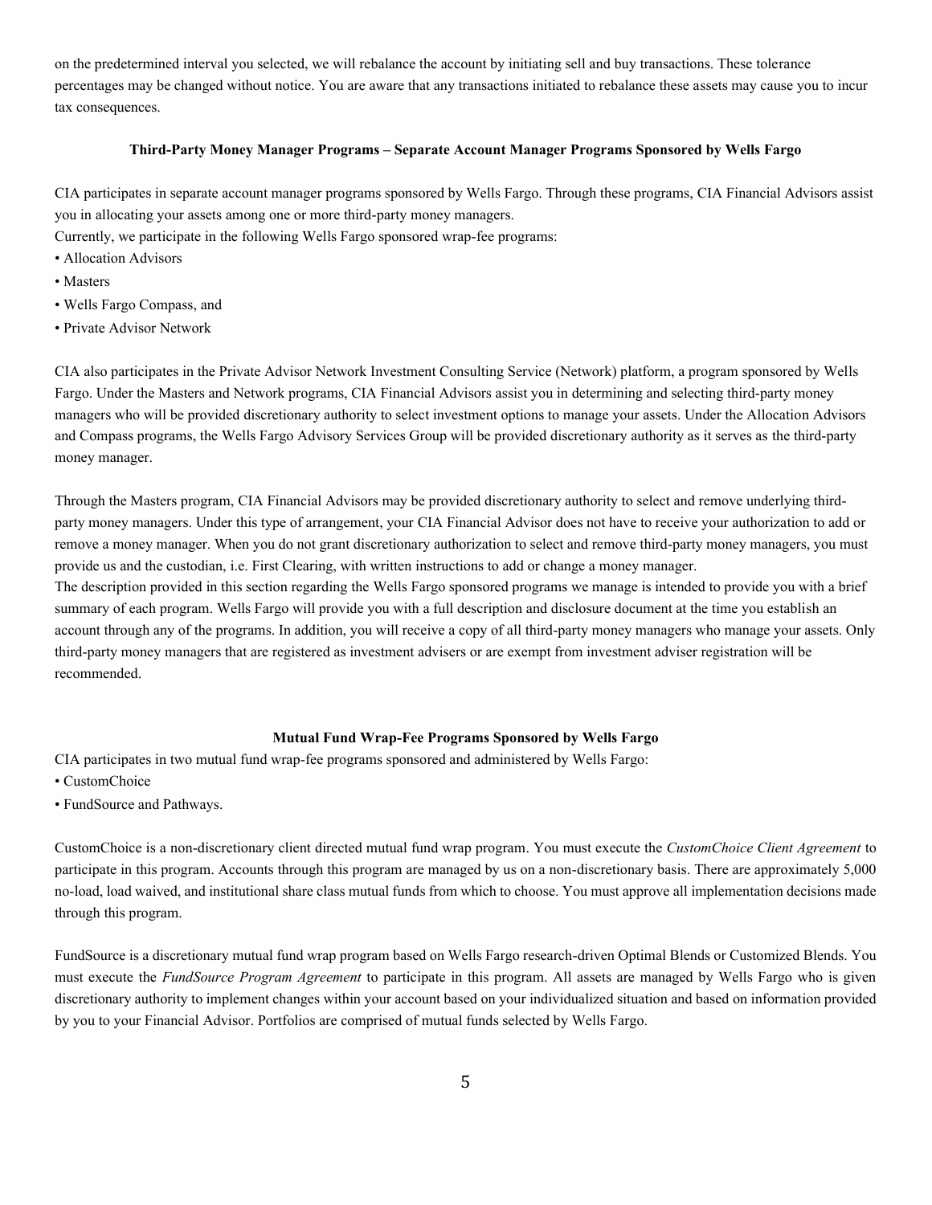on the predetermined interval you selected, we will rebalance the account by initiating sell and buy transactions. These tolerance percentages may be changed without notice. You are aware that any transactions initiated to rebalance these assets may cause you to incur tax consequences.

### Third-Party Money Manager Programs – Separate Account Manager Programs Sponsored by Wells Fargo

CIA participates in separate account manager programs sponsored by Wells Fargo. Through these programs, CIA Financial Advisors assist you in allocating your assets among one or more third-party money managers.

Currently, we participate in the following Wells Fargo sponsored wrap-fee programs:

- Allocation Advisors
- Masters
- Wells Fargo Compass, and
- Private Advisor Network

CIA also participates in the Private Advisor Network Investment Consulting Service (Network) platform, a program sponsored by Wells Fargo. Under the Masters and Network programs, CIA Financial Advisors assist you in determining and selecting third-party money managers who will be provided discretionary authority to select investment options to manage your assets. Under the Allocation Advisors and Compass programs, the Wells Fargo Advisory Services Group will be provided discretionary authority as it serves as the third-party money manager.

Through the Masters program, CIA Financial Advisors may be provided discretionary authority to select and remove underlying third-party money managers. Under this type of arrangement, your CIA Financial Advisor does not have to receive your authorization to add or remove a money manager. When you do not grant discretionary authorization to select and remove third-party money managers, you must provide us and the custodian, i.e. First Clearing, with written instructions to add or change a money manager.

The description provided in this section regarding the Wells Fargo sponsored programs we manage is intended to provide you with a brief summary of each program. Wells Fargo will provide you with a full description and disclosure document at the time you establish an account through any of the programs. In addition, you will receive a copy of all third-party money managers who manage your assets. Only third-party money managers that are registered as investment advisers or are exempt from investment adviser registration will be recommended.

### Mutual Fund Wrap-Fee Programs Sponsored by Wells Fargo

CIA participates in two mutual fund wrap-fee programs sponsored and administered by Wells Fargo:

- CustomChoice
- FundSource and Pathways.

CustomChoice is a non-discretionary client directed mutual fund wrap program. You must execute the *CustomChoice Client Agreement* to participate in this program. Accounts through this program are managed by us on a non-discretionary basis. There are approximately 5,000 no-load, load waived, and institutional share class mutual funds from which to choose. You must approve all implementation decisions made through this program.

FundSource is a discretionary mutual fund wrap program based on Wells Fargo research-driven Optimal Blends or Customized Blends. You must execute the *FundSource Program Agreement* to participate in this program. All assets are managed by Wells Fargo who is given discretionary authority to implement changes within your account based on your individualized situation and based on information provided by you to your Financial Advisor. Portfolios are comprised of mutual funds selected by Wells Fargo.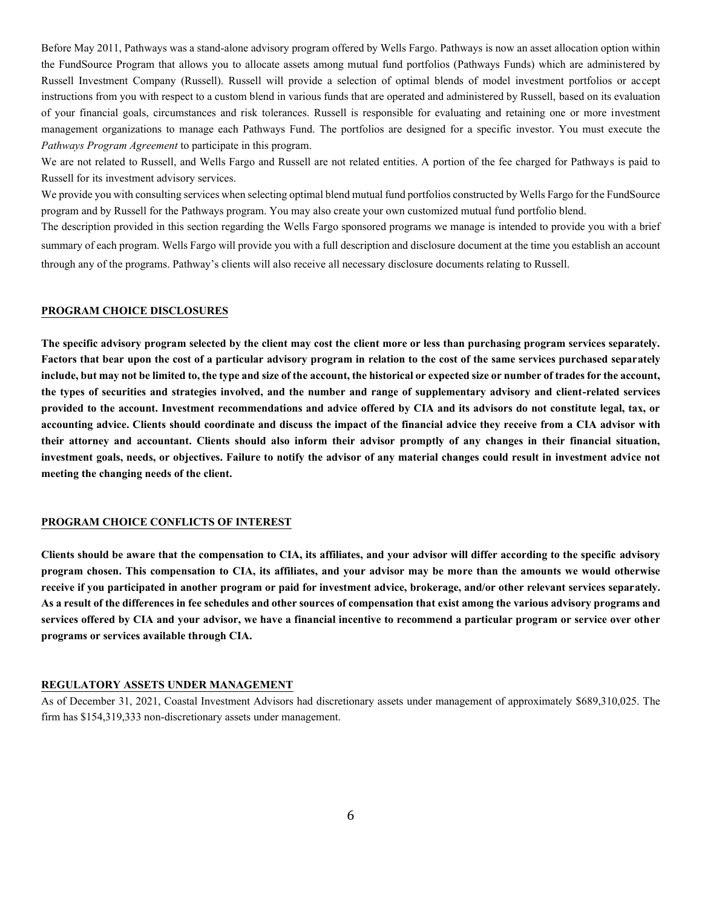Before May 2011, Pathways was a stand-alone advisory program offered by Wells Fargo. Pathways is now an asset allocation option within the FundSource Program that allows you to allocate assets among mutual fund portfolios (Pathways Funds) which are administered by Russell Investment Company (Russell). Russell will provide a selection of optimal blends of model investment portfolios or accept instructions from you with respect to a custom blend in various funds that are operated and administered by Russell, based on its evaluation of your financial goals, circumstances and risk tolerances. Russell is responsible for evaluating and retaining one or more investment management organizations to manage each Pathways Fund. The portfolios are designed for a specific investor. You must execute the *Pathways Program Agreement* to participate in this program.

We are not related to Russell, and Wells Fargo and Russell are not related entities. A portion of the fee charged for Pathways is paid to Russell for its investment advisory services.

We provide you with consulting services when selecting optimal blend mutual fund portfolios constructed by Wells Fargo for the FundSource program and by Russell for the Pathways program. You may also create your own customized mutual fund portfolio blend.

The description provided in this section regarding the Wells Fargo sponsored programs we manage is intended to provide you with a brief summary of each program. Wells Fargo will provide you with a full description and disclosure document at the time you establish an account through any of the programs. Pathway's clients will also receive all necessary disclosure documents relating to Russell.

## PROGRAM CHOICE DISCLOSURES

**The specific advisory program selected by the client may cost the client more or less than purchasing program services separately. Factors that bear upon the cost of a particular advisory program in relation to the cost of the same services purchased separately include, but may not be limited to, the type and size of the account, the historical or expected size or number of trades for the account, the types of securities and strategies involved, and the number and range of supplementary advisory and client-related services provided to the account. Investment recommendations and advice offered by CIA and its advisors do not constitute legal, tax, or accounting advice. Clients should coordinate and discuss the impact of the financial advice they receive from a CIA advisor with their attorney and accountant. Clients should also inform their advisor promptly of any changes in their financial situation, investment goals, needs, or objectives. Failure to notify the advisor of any material changes could result in investment advice not meeting the changing needs of the client.**

## PROGRAM CHOICE CONFLICTS OF INTEREST

**Clients should be aware that the compensation to CIA, its affiliates, and your advisor will differ according to the specific advisory program chosen. This compensation to CIA, its affiliates, and your advisor may be more than the amounts we would otherwise receive if you participated in another program or paid for investment advice, brokerage, and/or other relevant services separately. As a result of the differences in fee schedules and other sources of compensation that exist among the various advisory programs and services offered by CIA and your advisor, we have a financial incentive to recommend a particular program or service over other programs or services available through CIA.**

## REGULATORY ASSETS UNDER MANAGEMENT

As of December 31, 2021, Coastal Investment Advisors had discretionary assets under management of approximately $689,310,025. The firm has $154,319,333 non-discretionary assets under management.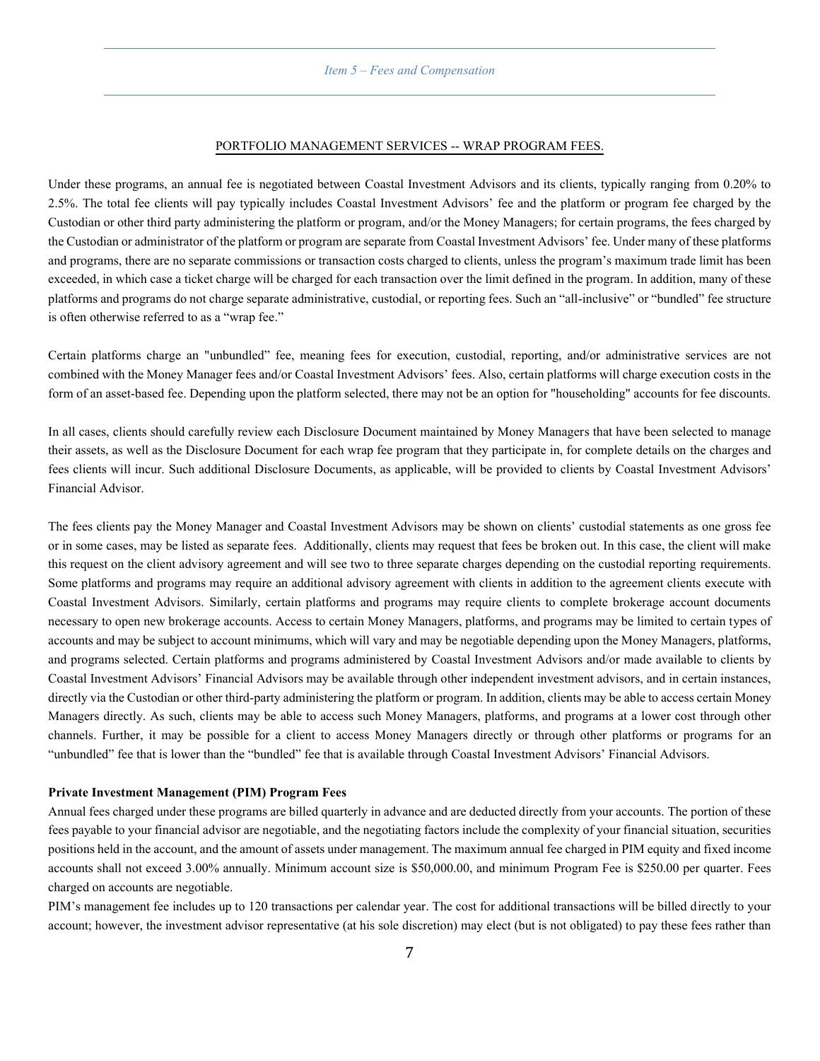*Item 5 – Fees and Compensation*

PORTFOLIO MANAGEMENT SERVICES -- WRAP PROGRAM FEES.

Under these programs, an annual fee is negotiated between Coastal Investment Advisors and its clients, typically ranging from 0.20% to 2.5%. The total fee clients will pay typically includes Coastal Investment Advisors' fee and the platform or program fee charged by the Custodian or other third party administering the platform or program, and/or the Money Managers; for certain programs, the fees charged by the Custodian or administrator of the platform or program are separate from Coastal Investment Advisors' fee. Under many of these platforms and programs, there are no separate commissions or transaction costs charged to clients, unless the program's maximum trade limit has been exceeded, in which case a ticket charge will be charged for each transaction over the limit defined in the program. In addition, many of these platforms and programs do not charge separate administrative, custodial, or reporting fees. Such an "all-inclusive" or "bundled" fee structure is often otherwise referred to as a "wrap fee."

Certain platforms charge an "unbundled" fee, meaning fees for execution, custodial, reporting, and/or administrative services are not combined with the Money Manager fees and/or Coastal Investment Advisors' fees. Also, certain platforms will charge execution costs in the form of an asset-based fee. Depending upon the platform selected, there may not be an option for "householding" accounts for fee discounts.

In all cases, clients should carefully review each Disclosure Document maintained by Money Managers that have been selected to manage their assets, as well as the Disclosure Document for each wrap fee program that they participate in, for complete details on the charges and fees clients will incur. Such additional Disclosure Documents, as applicable, will be provided to clients by Coastal Investment Advisors' Financial Advisor.

The fees clients pay the Money Manager and Coastal Investment Advisors may be shown on clients' custodial statements as one gross fee or in some cases, may be listed as separate fees. Additionally, clients may request that fees be broken out. In this case, the client will make this request on the client advisory agreement and will see two to three separate charges depending on the custodial reporting requirements. Some platforms and programs may require an additional advisory agreement with clients in addition to the agreement clients execute with Coastal Investment Advisors. Similarly, certain platforms and programs may require clients to complete brokerage account documents necessary to open new brokerage accounts. Access to certain Money Managers, platforms, and programs may be limited to certain types of accounts and may be subject to account minimums, which will vary and may be negotiable depending upon the Money Managers, platforms, and programs selected. Certain platforms and programs administered by Coastal Investment Advisors and/or made available to clients by Coastal Investment Advisors' Financial Advisors may be available through other independent investment advisors, and in certain instances, directly via the Custodian or other third-party administering the platform or program. In addition, clients may be able to access certain Money Managers directly. As such, clients may be able to access such Money Managers, platforms, and programs at a lower cost through other channels. Further, it may be possible for a client to access Money Managers directly or through other platforms or programs for an "unbundled" fee that is lower than the "bundled" fee that is available through Coastal Investment Advisors' Financial Advisors.

**Private Investment Management (PIM) Program Fees**

Annual fees charged under these programs are billed quarterly in advance and are deducted directly from your accounts. The portion of these fees payable to your financial advisor are negotiable, and the negotiating factors include the complexity of your financial situation, securities positions held in the account, and the amount of assets under management. The maximum annual fee charged in PIM equity and fixed income accounts shall not exceed 3.00% annually. Minimum account size is $50,000.00, and minimum Program Fee is $250.00 per quarter. Fees charged on accounts are negotiable.

PIM's management fee includes up to 120 transactions per calendar year. The cost for additional transactions will be billed directly to your account; however, the investment advisor representative (at his sole discretion) may elect (but is not obligated) to pay these fees rather than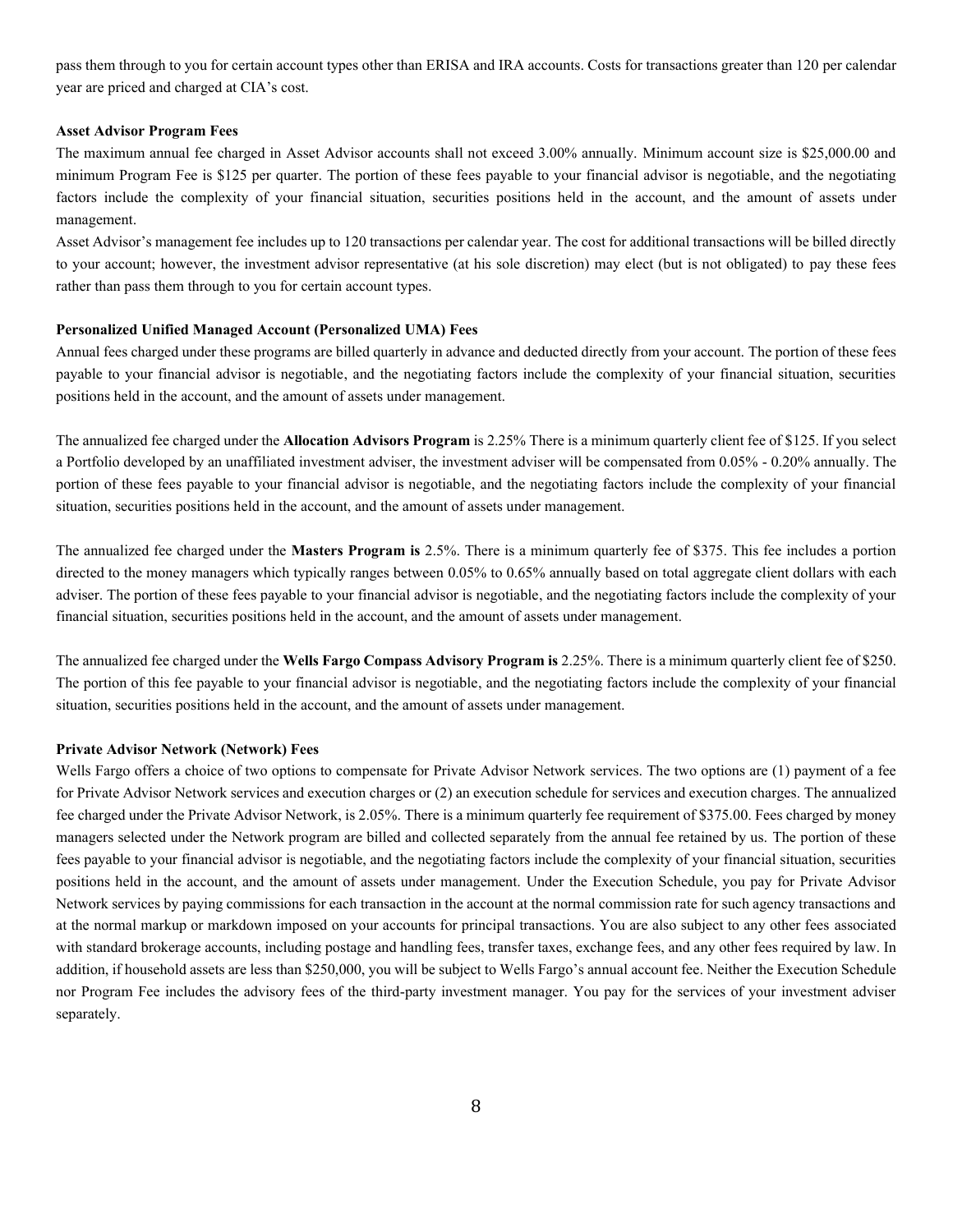pass them through to you for certain account types other than ERISA and IRA accounts. Costs for transactions greater than 120 per calendar year are priced and charged at CIA's cost.

### Asset Advisor Program Fees

The maximum annual fee charged in Asset Advisor accounts shall not exceed 3.00% annually. Minimum account size is $25,000.00 and minimum Program Fee is $125 per quarter. The portion of these fees payable to your financial advisor is negotiable, and the negotiating factors include the complexity of your financial situation, securities positions held in the account, and the amount of assets under management.

Asset Advisor's management fee includes up to 120 transactions per calendar year. The cost for additional transactions will be billed directly to your account; however, the investment advisor representative (at his sole discretion) may elect (but is not obligated) to pay these fees rather than pass them through to you for certain account types.

### Personalized Unified Managed Account (Personalized UMA) Fees

Annual fees charged under these programs are billed quarterly in advance and deducted directly from your account. The portion of these fees payable to your financial advisor is negotiable, and the negotiating factors include the complexity of your financial situation, securities positions held in the account, and the amount of assets under management.

The annualized fee charged under the **Allocation Advisors Program** is 2.25% There is a minimum quarterly client fee of $125. If you select a Portfolio developed by an unaffiliated investment adviser, the investment adviser will be compensated from 0.05% - 0.20% annually. The portion of these fees payable to your financial advisor is negotiable, and the negotiating factors include the complexity of your financial situation, securities positions held in the account, and the amount of assets under management.

The annualized fee charged under the **Masters Program is** 2.5%. There is a minimum quarterly fee of $375. This fee includes a portion directed to the money managers which typically ranges between 0.05% to 0.65% annually based on total aggregate client dollars with each adviser. The portion of these fees payable to your financial advisor is negotiable, and the negotiating factors include the complexity of your financial situation, securities positions held in the account, and the amount of assets under management.

The annualized fee charged under the **Wells Fargo Compass Advisory Program is** 2.25%. There is a minimum quarterly client fee of $250. The portion of this fee payable to your financial advisor is negotiable, and the negotiating factors include the complexity of your financial situation, securities positions held in the account, and the amount of assets under management.

### Private Advisor Network (Network) Fees

Wells Fargo offers a choice of two options to compensate for Private Advisor Network services. The two options are (1) payment of a fee for Private Advisor Network services and execution charges or (2) an execution schedule for services and execution charges. The annualized fee charged under the Private Advisor Network, is 2.05%. There is a minimum quarterly fee requirement of $375.00. Fees charged by money managers selected under the Network program are billed and collected separately from the annual fee retained by us. The portion of these fees payable to your financial advisor is negotiable, and the negotiating factors include the complexity of your financial situation, securities positions held in the account, and the amount of assets under management. Under the Execution Schedule, you pay for Private Advisor Network services by paying commissions for each transaction in the account at the normal commission rate for such agency transactions and at the normal markup or markdown imposed on your accounts for principal transactions. You are also subject to any other fees associated with standard brokerage accounts, including postage and handling fees, transfer taxes, exchange fees, and any other fees required by law. In addition, if household assets are less than $250,000, you will be subject to Wells Fargo's annual account fee. Neither the Execution Schedule nor Program Fee includes the advisory fees of the third-party investment manager. You pay for the services of your investment adviser separately.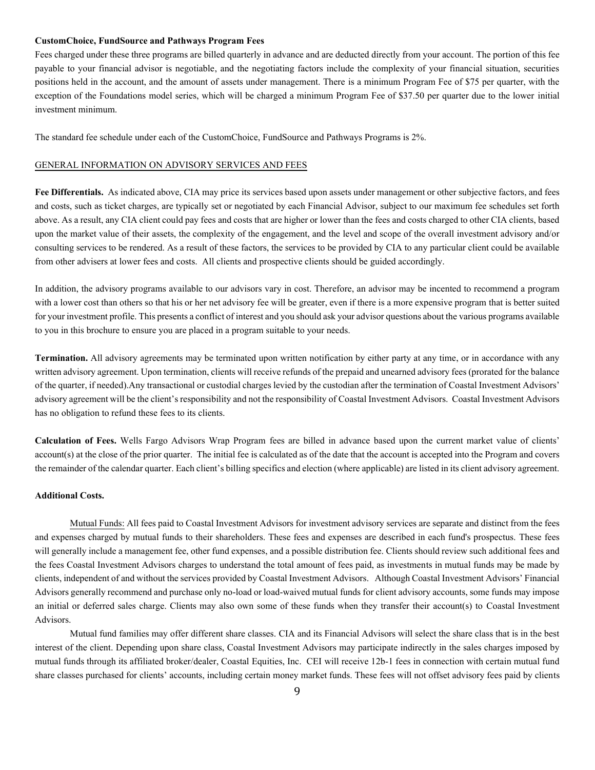**CustomChoice, FundSource and Pathways Program Fees**

Fees charged under these three programs are billed quarterly in advance and are deducted directly from your account. The portion of this fee payable to your financial advisor is negotiable, and the negotiating factors include the complexity of your financial situation, securities positions held in the account, and the amount of assets under management. There is a minimum Program Fee of $75 per quarter, with the exception of the Foundations model series, which will be charged a minimum Program Fee of $37.50 per quarter due to the lower initial investment minimum.

The standard fee schedule under each of the CustomChoice, FundSource and Pathways Programs is 2%.

## GENERAL INFORMATION ON ADVISORY SERVICES AND FEES

**Fee Differentials.** As indicated above, CIA may price its services based upon assets under management or other subjective factors, and fees and costs, such as ticket charges, are typically set or negotiated by each Financial Advisor, subject to our maximum fee schedules set forth above. As a result, any CIA client could pay fees and costs that are higher or lower than the fees and costs charged to other CIA clients, based upon the market value of their assets, the complexity of the engagement, and the level and scope of the overall investment advisory and/or consulting services to be rendered. As a result of these factors, the services to be provided by CIA to any particular client could be available from other advisers at lower fees and costs. All clients and prospective clients should be guided accordingly.

In addition, the advisory programs available to our advisors vary in cost. Therefore, an advisor may be incented to recommend a program with a lower cost than others so that his or her net advisory fee will be greater, even if there is a more expensive program that is better suited for your investment profile. This presents a conflict of interest and you should ask your advisor questions about the various programs available to you in this brochure to ensure you are placed in a program suitable to your needs.

**Termination.** All advisory agreements may be terminated upon written notification by either party at any time, or in accordance with any written advisory agreement. Upon termination, clients will receive refunds of the prepaid and unearned advisory fees (prorated for the balance of the quarter, if needed).Any transactional or custodial charges levied by the custodian after the termination of Coastal Investment Advisors' advisory agreement will be the client's responsibility and not the responsibility of Coastal Investment Advisors. Coastal Investment Advisors has no obligation to refund these fees to its clients.

**Calculation of Fees.** Wells Fargo Advisors Wrap Program fees are billed in advance based upon the current market value of clients' account(s) at the close of the prior quarter. The initial fee is calculated as of the date that the account is accepted into the Program and covers the remainder of the calendar quarter. Each client's billing specifics and election (where applicable) are listed in its client advisory agreement.

**Additional Costs.**

Mutual Funds: All fees paid to Coastal Investment Advisors for investment advisory services are separate and distinct from the fees and expenses charged by mutual funds to their shareholders. These fees and expenses are described in each fund's prospectus. These fees will generally include a management fee, other fund expenses, and a possible distribution fee. Clients should review such additional fees and the fees Coastal Investment Advisors charges to understand the total amount of fees paid, as investments in mutual funds may be made by clients, independent of and without the services provided by Coastal Investment Advisors. Although Coastal Investment Advisors' Financial Advisors generally recommend and purchase only no-load or load-waived mutual funds for client advisory accounts, some funds may impose an initial or deferred sales charge. Clients may also own some of these funds when they transfer their account(s) to Coastal Investment Advisors.

Mutual fund families may offer different share classes. CIA and its Financial Advisors will select the share class that is in the best interest of the client. Depending upon share class, Coastal Investment Advisors may participate indirectly in the sales charges imposed by mutual funds through its affiliated broker/dealer, Coastal Equities, Inc. CEI will receive 12b-1 fees in connection with certain mutual fund share classes purchased for clients' accounts, including certain money market funds. These fees will not offset advisory fees paid by clients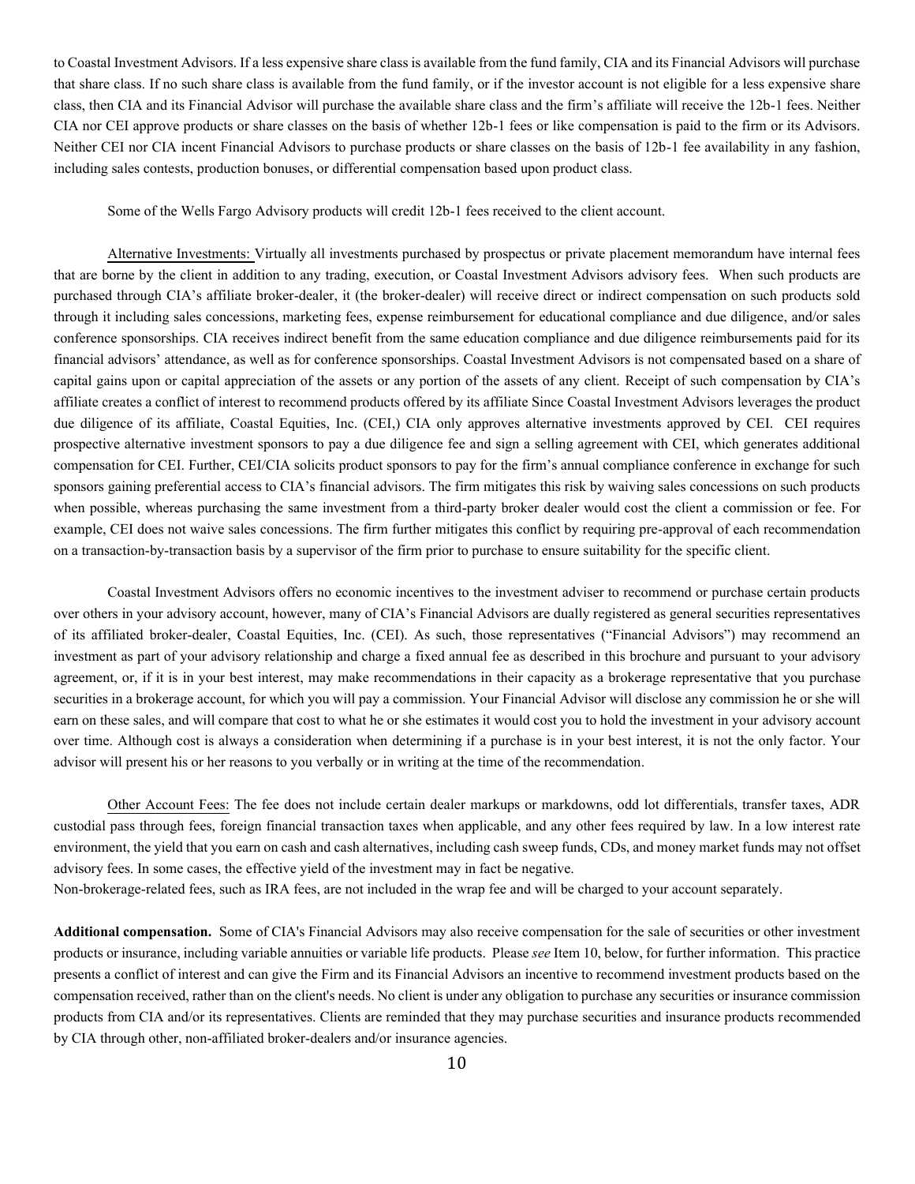to Coastal Investment Advisors. If a less expensive share class is available from the fund family, CIA and its Financial Advisors will purchase that share class. If no such share class is available from the fund family, or if the investor account is not eligible for a less expensive share class, then CIA and its Financial Advisor will purchase the available share class and the firm's affiliate will receive the 12b-1 fees. Neither CIA nor CEI approve products or share classes on the basis of whether 12b-1 fees or like compensation is paid to the firm or its Advisors. Neither CEI nor CIA incent Financial Advisors to purchase products or share classes on the basis of 12b-1 fee availability in any fashion, including sales contests, production bonuses, or differential compensation based upon product class.

Some of the Wells Fargo Advisory products will credit 12b-1 fees received to the client account.

Alternative Investments: Virtually all investments purchased by prospectus or private placement memorandum have internal fees that are borne by the client in addition to any trading, execution, or Coastal Investment Advisors advisory fees. When such products are purchased through CIA's affiliate broker-dealer, it (the broker-dealer) will receive direct or indirect compensation on such products sold through it including sales concessions, marketing fees, expense reimbursement for educational compliance and due diligence, and/or sales conference sponsorships. CIA receives indirect benefit from the same education compliance and due diligence reimbursements paid for its financial advisors' attendance, as well as for conference sponsorships. Coastal Investment Advisors is not compensated based on a share of capital gains upon or capital appreciation of the assets or any portion of the assets of any client. Receipt of such compensation by CIA's affiliate creates a conflict of interest to recommend products offered by its affiliate Since Coastal Investment Advisors leverages the product due diligence of its affiliate, Coastal Equities, Inc. (CEI,) CIA only approves alternative investments approved by CEI. CEI requires prospective alternative investment sponsors to pay a due diligence fee and sign a selling agreement with CEI, which generates additional compensation for CEI. Further, CEI/CIA solicits product sponsors to pay for the firm's annual compliance conference in exchange for such sponsors gaining preferential access to CIA's financial advisors. The firm mitigates this risk by waiving sales concessions on such products when possible, whereas purchasing the same investment from a third-party broker dealer would cost the client a commission or fee. For example, CEI does not waive sales concessions. The firm further mitigates this conflict by requiring pre-approval of each recommendation on a transaction-by-transaction basis by a supervisor of the firm prior to purchase to ensure suitability for the specific client.

Coastal Investment Advisors offers no economic incentives to the investment adviser to recommend or purchase certain products over others in your advisory account, however, many of CIA's Financial Advisors are dually registered as general securities representatives of its affiliated broker-dealer, Coastal Equities, Inc. (CEI). As such, those representatives ("Financial Advisors") may recommend an investment as part of your advisory relationship and charge a fixed annual fee as described in this brochure and pursuant to your advisory agreement, or, if it is in your best interest, may make recommendations in their capacity as a brokerage representative that you purchase securities in a brokerage account, for which you will pay a commission. Your Financial Advisor will disclose any commission he or she will earn on these sales, and will compare that cost to what he or she estimates it would cost you to hold the investment in your advisory account over time. Although cost is always a consideration when determining if a purchase is in your best interest, it is not the only factor. Your advisor will present his or her reasons to you verbally or in writing at the time of the recommendation.

Other Account Fees: The fee does not include certain dealer markups or markdowns, odd lot differentials, transfer taxes, ADR custodial pass through fees, foreign financial transaction taxes when applicable, and any other fees required by law. In a low interest rate environment, the yield that you earn on cash and cash alternatives, including cash sweep funds, CDs, and money market funds may not offset advisory fees. In some cases, the effective yield of the investment may in fact be negative.
Non-brokerage-related fees, such as IRA fees, are not included in the wrap fee and will be charged to your account separately.

**Additional compensation.** Some of CIA's Financial Advisors may also receive compensation for the sale of securities or other investment products or insurance, including variable annuities or variable life products. Please *see* Item 10, below, for further information. This practice presents a conflict of interest and can give the Firm and its Financial Advisors an incentive to recommend investment products based on the compensation received, rather than on the client's needs. No client is under any obligation to purchase any securities or insurance commission products from CIA and/or its representatives. Clients are reminded that they may purchase securities and insurance products recommended by CIA through other, non-affiliated broker-dealers and/or insurance agencies.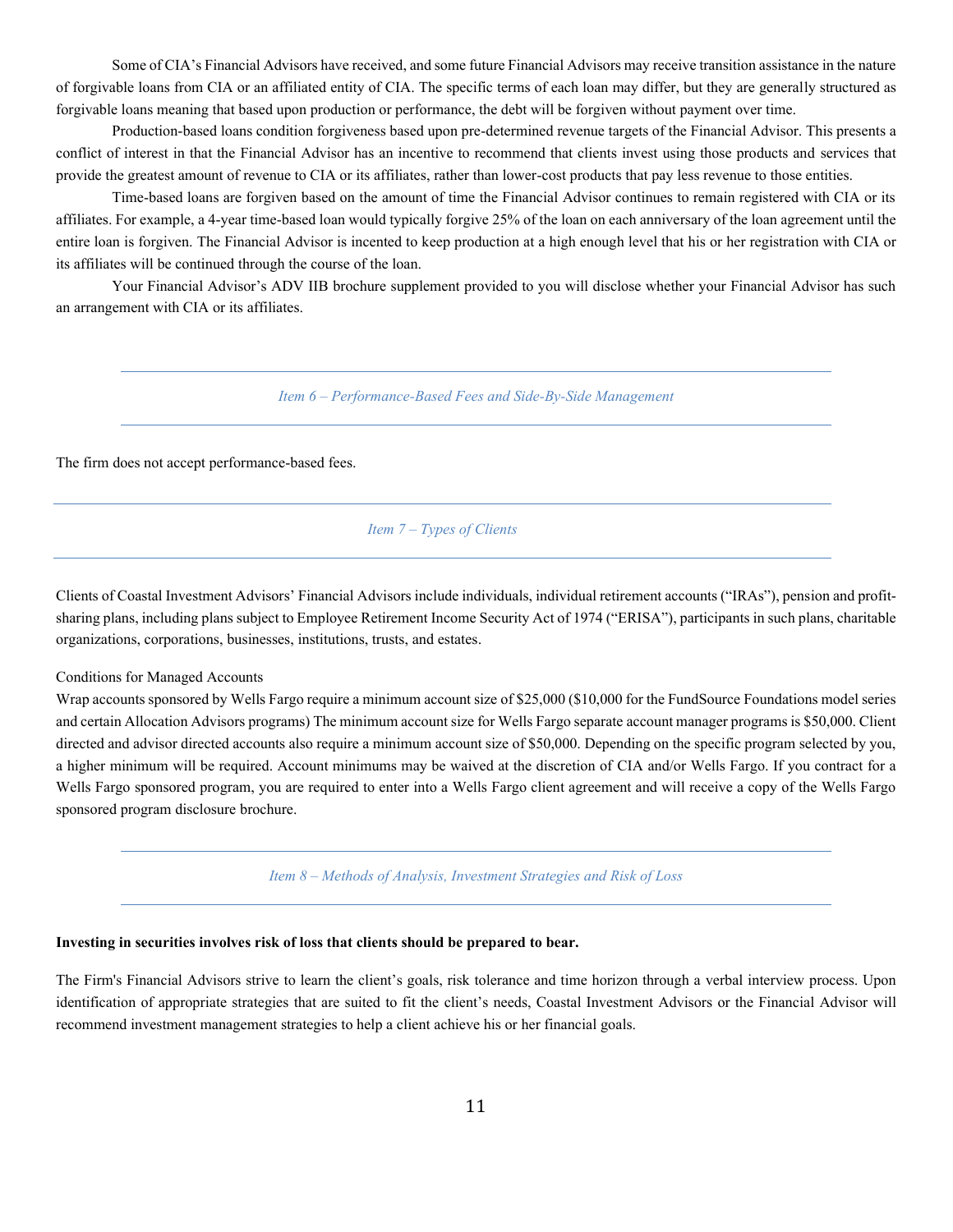Some of CIA's Financial Advisors have received, and some future Financial Advisors may receive transition assistance in the nature of forgivable loans from CIA or an affiliated entity of CIA. The specific terms of each loan may differ, but they are generally structured as forgivable loans meaning that based upon production or performance, the debt will be forgiven without payment over time.

Production-based loans condition forgiveness based upon pre-determined revenue targets of the Financial Advisor. This presents a conflict of interest in that the Financial Advisor has an incentive to recommend that clients invest using those products and services that provide the greatest amount of revenue to CIA or its affiliates, rather than lower-cost products that pay less revenue to those entities.

Time-based loans are forgiven based on the amount of time the Financial Advisor continues to remain registered with CIA or its affiliates. For example, a 4-year time-based loan would typically forgive 25% of the loan on each anniversary of the loan agreement until the entire loan is forgiven. The Financial Advisor is incented to keep production at a high enough level that his or her registration with CIA or its affiliates will be continued through the course of the loan.

Your Financial Advisor's ADV IIB brochure supplement provided to you will disclose whether your Financial Advisor has such an arrangement with CIA or its affiliates.

## *Item 6 – Performance-Based Fees and Side-By-Side Management*

The firm does not accept performance-based fees.

## *Item 7 – Types of Clients*

Clients of Coastal Investment Advisors' Financial Advisors include individuals, individual retirement accounts ("IRAs"), pension and profit-sharing plans, including plans subject to Employee Retirement Income Security Act of 1974 ("ERISA"), participants in such plans, charitable organizations, corporations, businesses, institutions, trusts, and estates.

Conditions for Managed Accounts

Wrap accounts sponsored by Wells Fargo require a minimum account size of $25,000 ($10,000 for the FundSource Foundations model series and certain Allocation Advisors programs) The minimum account size for Wells Fargo separate account manager programs is $50,000. Client directed and advisor directed accounts also require a minimum account size of $50,000. Depending on the specific program selected by you, a higher minimum will be required. Account minimums may be waived at the discretion of CIA and/or Wells Fargo. If you contract for a Wells Fargo sponsored program, you are required to enter into a Wells Fargo client agreement and will receive a copy of the Wells Fargo sponsored program disclosure brochure.

## *Item 8 – Methods of Analysis, Investment Strategies and Risk of Loss*

**Investing in securities involves risk of loss that clients should be prepared to bear.**

The Firm's Financial Advisors strive to learn the client's goals, risk tolerance and time horizon through a verbal interview process. Upon identification of appropriate strategies that are suited to fit the client's needs, Coastal Investment Advisors or the Financial Advisor will recommend investment management strategies to help a client achieve his or her financial goals.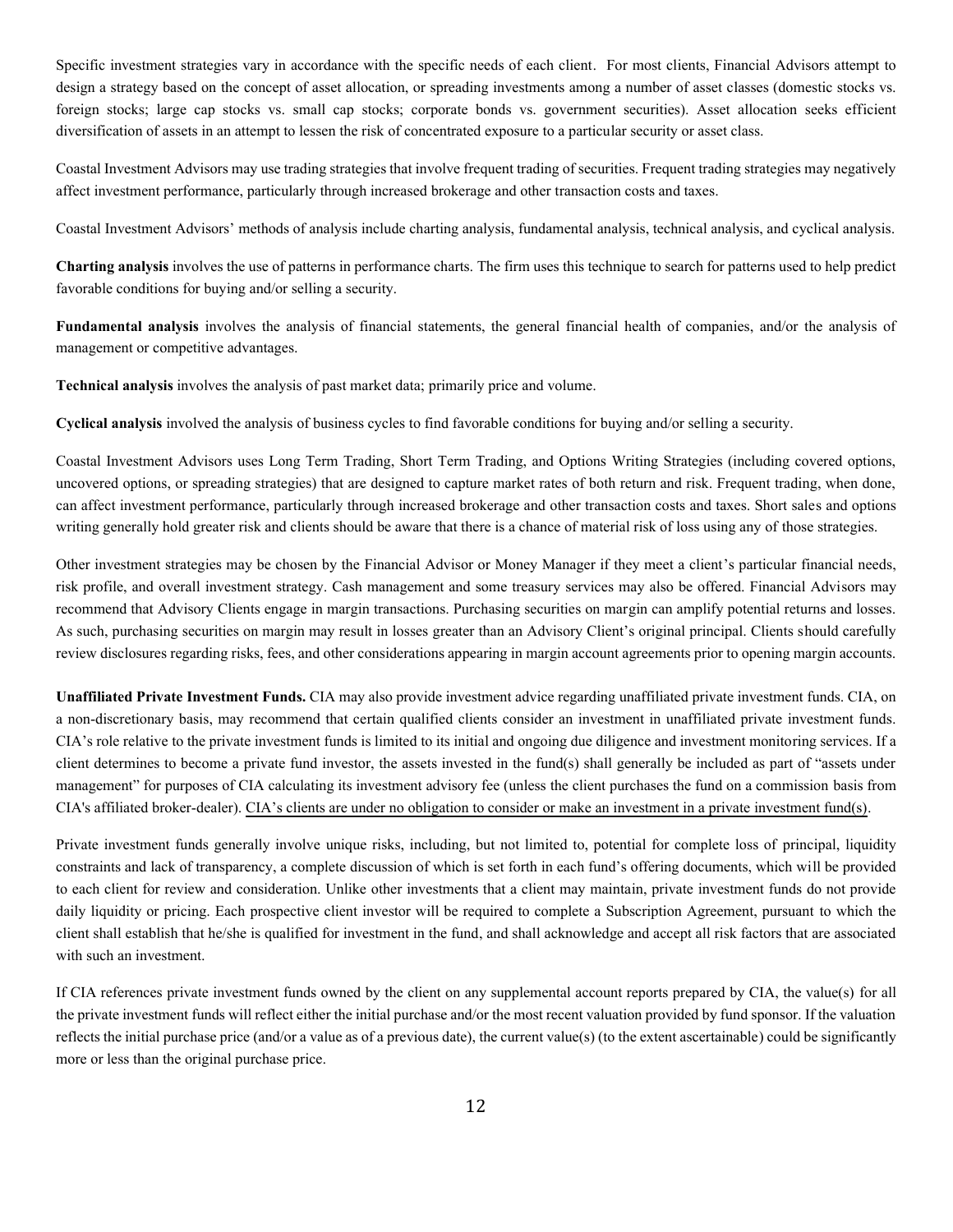Specific investment strategies vary in accordance with the specific needs of each client. For most clients, Financial Advisors attempt to design a strategy based on the concept of asset allocation, or spreading investments among a number of asset classes (domestic stocks vs. foreign stocks; large cap stocks vs. small cap stocks; corporate bonds vs. government securities). Asset allocation seeks efficient diversification of assets in an attempt to lessen the risk of concentrated exposure to a particular security or asset class.

Coastal Investment Advisors may use trading strategies that involve frequent trading of securities. Frequent trading strategies may negatively affect investment performance, particularly through increased brokerage and other transaction costs and taxes.

Coastal Investment Advisors' methods of analysis include charting analysis, fundamental analysis, technical analysis, and cyclical analysis.

**Charting analysis** involves the use of patterns in performance charts. The firm uses this technique to search for patterns used to help predict favorable conditions for buying and/or selling a security.

**Fundamental analysis** involves the analysis of financial statements, the general financial health of companies, and/or the analysis of management or competitive advantages.

**Technical analysis** involves the analysis of past market data; primarily price and volume.

**Cyclical analysis** involved the analysis of business cycles to find favorable conditions for buying and/or selling a security.

Coastal Investment Advisors uses Long Term Trading, Short Term Trading, and Options Writing Strategies (including covered options, uncovered options, or spreading strategies) that are designed to capture market rates of both return and risk. Frequent trading, when done, can affect investment performance, particularly through increased brokerage and other transaction costs and taxes. Short sales and options writing generally hold greater risk and clients should be aware that there is a chance of material risk of loss using any of those strategies.

Other investment strategies may be chosen by the Financial Advisor or Money Manager if they meet a client's particular financial needs, risk profile, and overall investment strategy. Cash management and some treasury services may also be offered. Financial Advisors may recommend that Advisory Clients engage in margin transactions. Purchasing securities on margin can amplify potential returns and losses. As such, purchasing securities on margin may result in losses greater than an Advisory Client's original principal. Clients should carefully review disclosures regarding risks, fees, and other considerations appearing in margin account agreements prior to opening margin accounts.

**Unaffiliated Private Investment Funds.** CIA may also provide investment advice regarding unaffiliated private investment funds. CIA, on a non-discretionary basis, may recommend that certain qualified clients consider an investment in unaffiliated private investment funds. CIA's role relative to the private investment funds is limited to its initial and ongoing due diligence and investment monitoring services. If a client determines to become a private fund investor, the assets invested in the fund(s) shall generally be included as part of "assets under management" for purposes of CIA calculating its investment advisory fee (unless the client purchases the fund on a commission basis from CIA's affiliated broker-dealer). <u>CIA's clients are under no obligation to consider or make an investment in a private investment fund(s)</u>.

Private investment funds generally involve unique risks, including, but not limited to, potential for complete loss of principal, liquidity constraints and lack of transparency, a complete discussion of which is set forth in each fund's offering documents, which will be provided to each client for review and consideration. Unlike other investments that a client may maintain, private investment funds do not provide daily liquidity or pricing. Each prospective client investor will be required to complete a Subscription Agreement, pursuant to which the client shall establish that he/she is qualified for investment in the fund, and shall acknowledge and accept all risk factors that are associated with such an investment.

If CIA references private investment funds owned by the client on any supplemental account reports prepared by CIA, the value(s) for all the private investment funds will reflect either the initial purchase and/or the most recent valuation provided by fund sponsor. If the valuation reflects the initial purchase price (and/or a value as of a previous date), the current value(s) (to the extent ascertainable) could be significantly more or less than the original purchase price.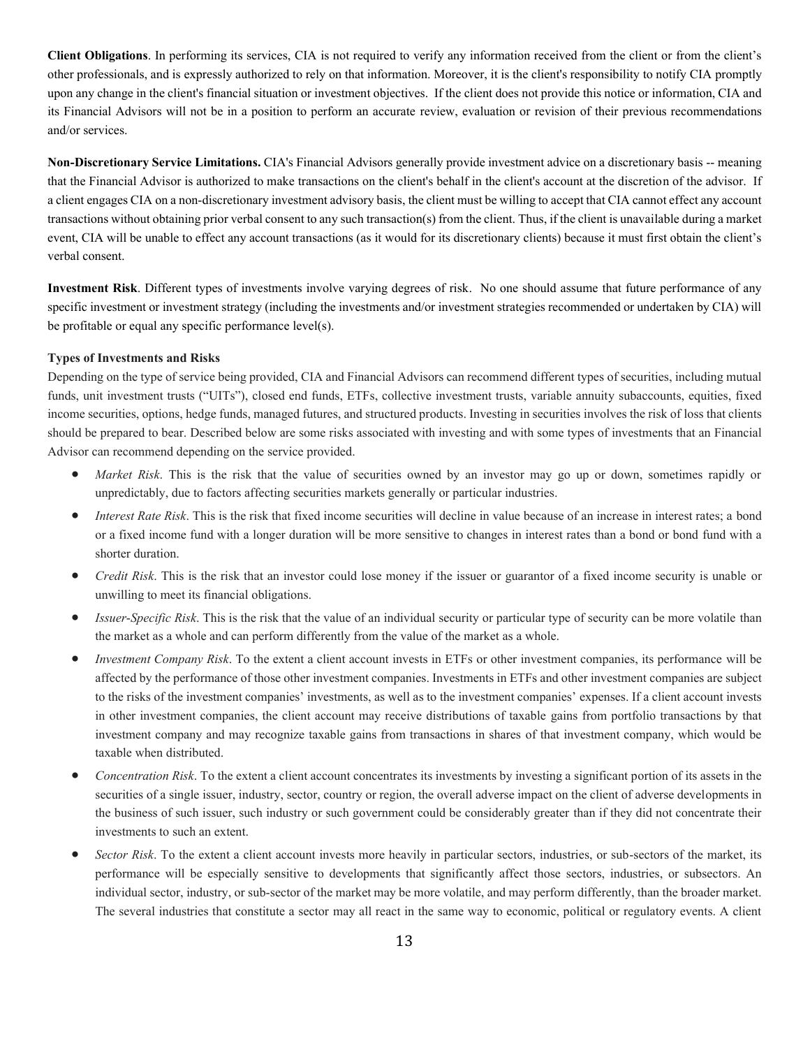**Client Obligations**. In performing its services, CIA is not required to verify any information received from the client or from the client's other professionals, and is expressly authorized to rely on that information. Moreover, it is the client's responsibility to notify CIA promptly upon any change in the client's financial situation or investment objectives. If the client does not provide this notice or information, CIA and its Financial Advisors will not be in a position to perform an accurate review, evaluation or revision of their previous recommendations and/or services.

**Non-Discretionary Service Limitations.** CIA's Financial Advisors generally provide investment advice on a discretionary basis -- meaning that the Financial Advisor is authorized to make transactions on the client's behalf in the client's account at the discretion of the advisor. If a client engages CIA on a non-discretionary investment advisory basis, the client must be willing to accept that CIA cannot effect any account transactions without obtaining prior verbal consent to any such transaction(s) from the client. Thus, if the client is unavailable during a market event, CIA will be unable to effect any account transactions (as it would for its discretionary clients) because it must first obtain the client's verbal consent.

**Investment Risk**. Different types of investments involve varying degrees of risk. No one should assume that future performance of any specific investment or investment strategy (including the investments and/or investment strategies recommended or undertaken by CIA) will be profitable or equal any specific performance level(s).

**Types of Investments and Risks**

Depending on the type of service being provided, CIA and Financial Advisors can recommend different types of securities, including mutual funds, unit investment trusts ("UITs"), closed end funds, ETFs, collective investment trusts, variable annuity subaccounts, equities, fixed income securities, options, hedge funds, managed futures, and structured products. Investing in securities involves the risk of loss that clients should be prepared to bear. Described below are some risks associated with investing and with some types of investments that an Financial Advisor can recommend depending on the service provided.

- *Market Risk*. This is the risk that the value of securities owned by an investor may go up or down, sometimes rapidly or unpredictably, due to factors affecting securities markets generally or particular industries.
- *Interest Rate Risk*. This is the risk that fixed income securities will decline in value because of an increase in interest rates; a bond or a fixed income fund with a longer duration will be more sensitive to changes in interest rates than a bond or bond fund with a shorter duration.
- *Credit Risk*. This is the risk that an investor could lose money if the issuer or guarantor of a fixed income security is unable or unwilling to meet its financial obligations.
- *Issuer-Specific Risk*. This is the risk that the value of an individual security or particular type of security can be more volatile than the market as a whole and can perform differently from the value of the market as a whole.
- *Investment Company Risk*. To the extent a client account invests in ETFs or other investment companies, its performance will be affected by the performance of those other investment companies. Investments in ETFs and other investment companies are subject to the risks of the investment companies' investments, as well as to the investment companies' expenses. If a client account invests in other investment companies, the client account may receive distributions of taxable gains from portfolio transactions by that investment company and may recognize taxable gains from transactions in shares of that investment company, which would be taxable when distributed.
- *Concentration Risk*. To the extent a client account concentrates its investments by investing a significant portion of its assets in the securities of a single issuer, industry, sector, country or region, the overall adverse impact on the client of adverse developments in the business of such issuer, such industry or such government could be considerably greater than if they did not concentrate their investments to such an extent.
- *Sector Risk*. To the extent a client account invests more heavily in particular sectors, industries, or sub-sectors of the market, its performance will be especially sensitive to developments that significantly affect those sectors, industries, or subsectors. An individual sector, industry, or sub-sector of the market may be more volatile, and may perform differently, than the broader market. The several industries that constitute a sector may all react in the same way to economic, political or regulatory events. A client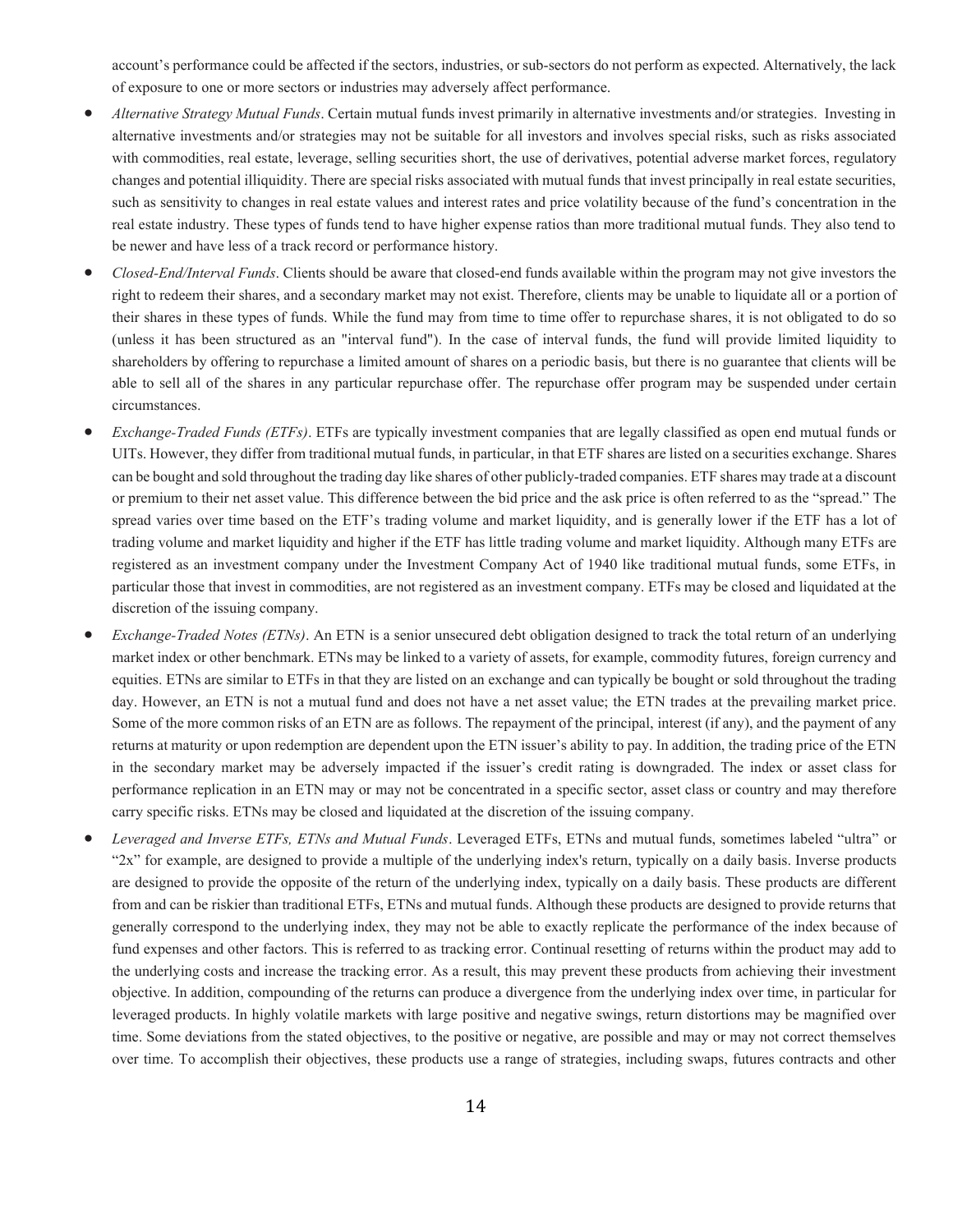account's performance could be affected if the sectors, industries, or sub-sectors do not perform as expected. Alternatively, the lack of exposure to one or more sectors or industries may adversely affect performance.

- *Alternative Strategy Mutual Funds*. Certain mutual funds invest primarily in alternative investments and/or strategies. Investing in alternative investments and/or strategies may not be suitable for all investors and involves special risks, such as risks associated with commodities, real estate, leverage, selling securities short, the use of derivatives, potential adverse market forces, regulatory changes and potential illiquidity. There are special risks associated with mutual funds that invest principally in real estate securities, such as sensitivity to changes in real estate values and interest rates and price volatility because of the fund's concentration in the real estate industry. These types of funds tend to have higher expense ratios than more traditional mutual funds. They also tend to be newer and have less of a track record or performance history.
- *Closed-End/Interval Funds*. Clients should be aware that closed-end funds available within the program may not give investors the right to redeem their shares, and a secondary market may not exist. Therefore, clients may be unable to liquidate all or a portion of their shares in these types of funds. While the fund may from time to time offer to repurchase shares, it is not obligated to do so (unless it has been structured as an "interval fund"). In the case of interval funds, the fund will provide limited liquidity to shareholders by offering to repurchase a limited amount of shares on a periodic basis, but there is no guarantee that clients will be able to sell all of the shares in any particular repurchase offer. The repurchase offer program may be suspended under certain circumstances.
- *Exchange-Traded Funds (ETFs)*. ETFs are typically investment companies that are legally classified as open end mutual funds or UITs. However, they differ from traditional mutual funds, in particular, in that ETF shares are listed on a securities exchange. Shares can be bought and sold throughout the trading day like shares of other publicly-traded companies. ETF shares may trade at a discount or premium to their net asset value. This difference between the bid price and the ask price is often referred to as the "spread." The spread varies over time based on the ETF's trading volume and market liquidity, and is generally lower if the ETF has a lot of trading volume and market liquidity and higher if the ETF has little trading volume and market liquidity. Although many ETFs are registered as an investment company under the Investment Company Act of 1940 like traditional mutual funds, some ETFs, in particular those that invest in commodities, are not registered as an investment company. ETFs may be closed and liquidated at the discretion of the issuing company.
- *Exchange-Traded Notes (ETNs)*. An ETN is a senior unsecured debt obligation designed to track the total return of an underlying market index or other benchmark. ETNs may be linked to a variety of assets, for example, commodity futures, foreign currency and equities. ETNs are similar to ETFs in that they are listed on an exchange and can typically be bought or sold throughout the trading day. However, an ETN is not a mutual fund and does not have a net asset value; the ETN trades at the prevailing market price. Some of the more common risks of an ETN are as follows. The repayment of the principal, interest (if any), and the payment of any returns at maturity or upon redemption are dependent upon the ETN issuer's ability to pay. In addition, the trading price of the ETN in the secondary market may be adversely impacted if the issuer's credit rating is downgraded. The index or asset class for performance replication in an ETN may or may not be concentrated in a specific sector, asset class or country and may therefore carry specific risks. ETNs may be closed and liquidated at the discretion of the issuing company.
- *Leveraged and Inverse ETFs, ETNs and Mutual Funds*. Leveraged ETFs, ETNs and mutual funds, sometimes labeled "ultra" or "2x" for example, are designed to provide a multiple of the underlying index's return, typically on a daily basis. Inverse products are designed to provide the opposite of the return of the underlying index, typically on a daily basis. These products are different from and can be riskier than traditional ETFs, ETNs and mutual funds. Although these products are designed to provide returns that generally correspond to the underlying index, they may not be able to exactly replicate the performance of the index because of fund expenses and other factors. This is referred to as tracking error. Continual resetting of returns within the product may add to the underlying costs and increase the tracking error. As a result, this may prevent these products from achieving their investment objective. In addition, compounding of the returns can produce a divergence from the underlying index over time, in particular for leveraged products. In highly volatile markets with large positive and negative swings, return distortions may be magnified over time. Some deviations from the stated objectives, to the positive or negative, are possible and may or may not correct themselves over time. To accomplish their objectives, these products use a range of strategies, including swaps, futures contracts and other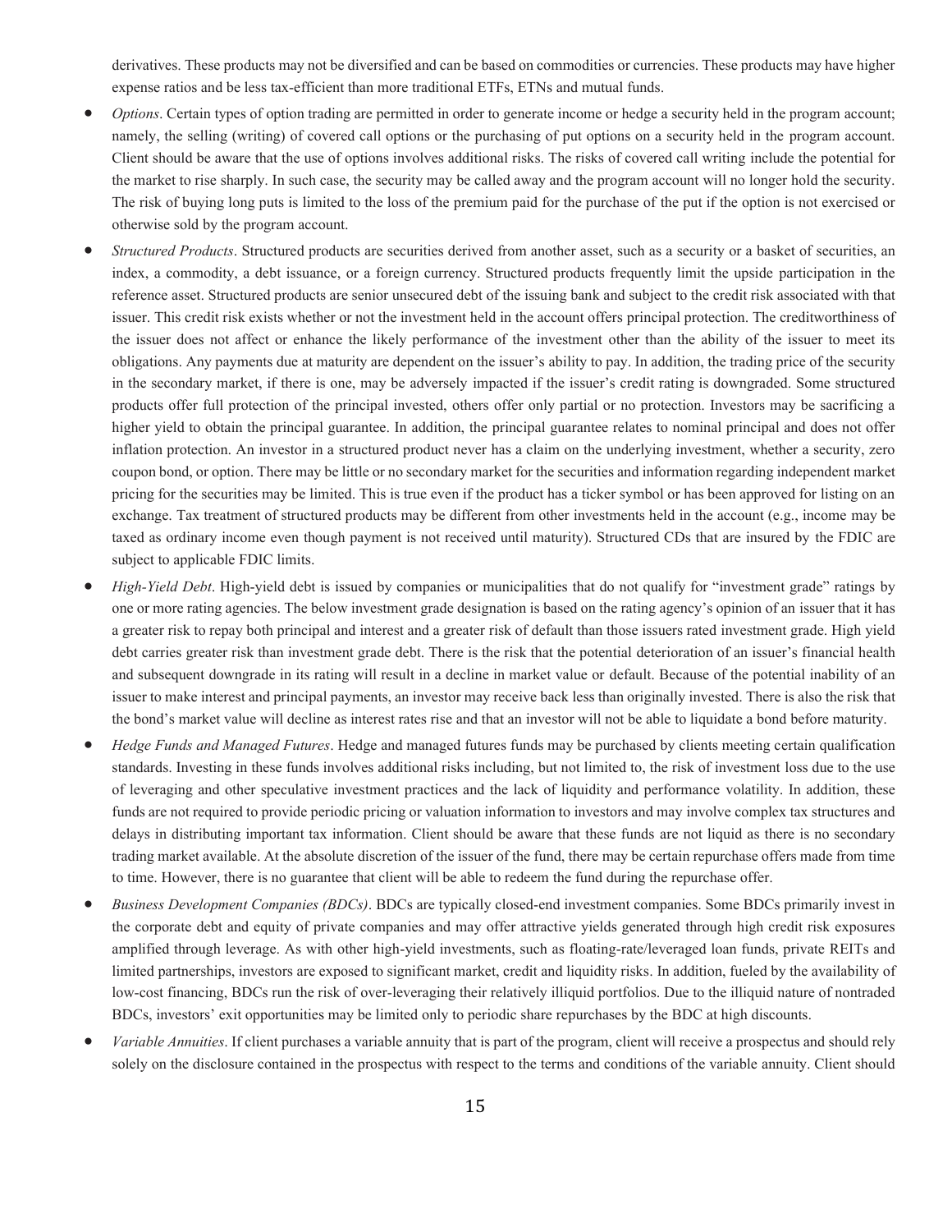derivatives. These products may not be diversified and can be based on commodities or currencies. These products may have higher expense ratios and be less tax-efficient than more traditional ETFs, ETNs and mutual funds.

- *Options*. Certain types of option trading are permitted in order to generate income or hedge a security held in the program account; namely, the selling (writing) of covered call options or the purchasing of put options on a security held in the program account. Client should be aware that the use of options involves additional risks. The risks of covered call writing include the potential for the market to rise sharply. In such case, the security may be called away and the program account will no longer hold the security. The risk of buying long puts is limited to the loss of the premium paid for the purchase of the put if the option is not exercised or otherwise sold by the program account.
- *Structured Products*. Structured products are securities derived from another asset, such as a security or a basket of securities, an index, a commodity, a debt issuance, or a foreign currency. Structured products frequently limit the upside participation in the reference asset. Structured products are senior unsecured debt of the issuing bank and subject to the credit risk associated with that issuer. This credit risk exists whether or not the investment held in the account offers principal protection. The creditworthiness of the issuer does not affect or enhance the likely performance of the investment other than the ability of the issuer to meet its obligations. Any payments due at maturity are dependent on the issuer's ability to pay. In addition, the trading price of the security in the secondary market, if there is one, may be adversely impacted if the issuer's credit rating is downgraded. Some structured products offer full protection of the principal invested, others offer only partial or no protection. Investors may be sacrificing a higher yield to obtain the principal guarantee. In addition, the principal guarantee relates to nominal principal and does not offer inflation protection. An investor in a structured product never has a claim on the underlying investment, whether a security, zero coupon bond, or option. There may be little or no secondary market for the securities and information regarding independent market pricing for the securities may be limited. This is true even if the product has a ticker symbol or has been approved for listing on an exchange. Tax treatment of structured products may be different from other investments held in the account (e.g., income may be taxed as ordinary income even though payment is not received until maturity). Structured CDs that are insured by the FDIC are subject to applicable FDIC limits.
- *High-Yield Debt*. High-yield debt is issued by companies or municipalities that do not qualify for "investment grade" ratings by one or more rating agencies. The below investment grade designation is based on the rating agency's opinion of an issuer that it has a greater risk to repay both principal and interest and a greater risk of default than those issuers rated investment grade. High yield debt carries greater risk than investment grade debt. There is the risk that the potential deterioration of an issuer's financial health and subsequent downgrade in its rating will result in a decline in market value or default. Because of the potential inability of an issuer to make interest and principal payments, an investor may receive back less than originally invested. There is also the risk that the bond's market value will decline as interest rates rise and that an investor will not be able to liquidate a bond before maturity.
- *Hedge Funds and Managed Futures*. Hedge and managed futures funds may be purchased by clients meeting certain qualification standards. Investing in these funds involves additional risks including, but not limited to, the risk of investment loss due to the use of leveraging and other speculative investment practices and the lack of liquidity and performance volatility. In addition, these funds are not required to provide periodic pricing or valuation information to investors and may involve complex tax structures and delays in distributing important tax information. Client should be aware that these funds are not liquid as there is no secondary trading market available. At the absolute discretion of the issuer of the fund, there may be certain repurchase offers made from time to time. However, there is no guarantee that client will be able to redeem the fund during the repurchase offer.
- *Business Development Companies (BDCs)*. BDCs are typically closed-end investment companies. Some BDCs primarily invest in the corporate debt and equity of private companies and may offer attractive yields generated through high credit risk exposures amplified through leverage. As with other high-yield investments, such as floating-rate/leveraged loan funds, private REITs and limited partnerships, investors are exposed to significant market, credit and liquidity risks. In addition, fueled by the availability of low-cost financing, BDCs run the risk of over-leveraging their relatively illiquid portfolios. Due to the illiquid nature of nontraded BDCs, investors' exit opportunities may be limited only to periodic share repurchases by the BDC at high discounts.
- *Variable Annuities*. If client purchases a variable annuity that is part of the program, client will receive a prospectus and should rely solely on the disclosure contained in the prospectus with respect to the terms and conditions of the variable annuity. Client should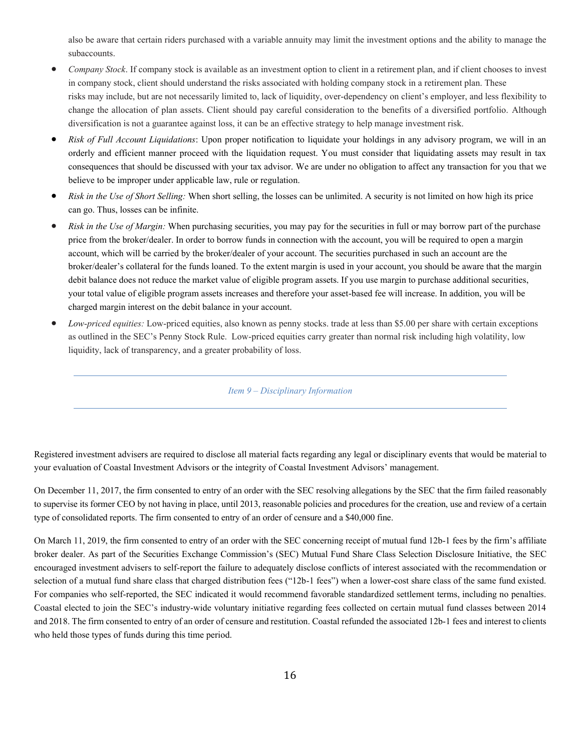also be aware that certain riders purchased with a variable annuity may limit the investment options and the ability to manage the subaccounts.

- *Company Stock*. If company stock is available as an investment option to client in a retirement plan, and if client chooses to invest in company stock, client should understand the risks associated with holding company stock in a retirement plan. These risks may include, but are not necessarily limited to, lack of liquidity, over-dependency on client's employer, and less flexibility to change the allocation of plan assets. Client should pay careful consideration to the benefits of a diversified portfolio. Although diversification is not a guarantee against loss, it can be an effective strategy to help manage investment risk.
- *Risk of Full Account Liquidations*: Upon proper notification to liquidate your holdings in any advisory program, we will in an orderly and efficient manner proceed with the liquidation request. You must consider that liquidating assets may result in tax consequences that should be discussed with your tax advisor. We are under no obligation to affect any transaction for you that we believe to be improper under applicable law, rule or regulation.
- *Risk in the Use of Short Selling:* When short selling, the losses can be unlimited. A security is not limited on how high its price can go. Thus, losses can be infinite.
- *Risk in the Use of Margin:* When purchasing securities, you may pay for the securities in full or may borrow part of the purchase price from the broker/dealer. In order to borrow funds in connection with the account, you will be required to open a margin account, which will be carried by the broker/dealer of your account. The securities purchased in such an account are the broker/dealer's collateral for the funds loaned. To the extent margin is used in your account, you should be aware that the margin debit balance does not reduce the market value of eligible program assets. If you use margin to purchase additional securities, your total value of eligible program assets increases and therefore your asset-based fee will increase. In addition, you will be charged margin interest on the debit balance in your account.
- *Low-priced equities:* Low-priced equities, also known as penny stocks. trade at less than $5.00 per share with certain exceptions as outlined in the SEC's Penny Stock Rule. Low-priced equities carry greater than normal risk including high volatility, low liquidity, lack of transparency, and a greater probability of loss.

## *Item 9 – Disciplinary Information*

Registered investment advisers are required to disclose all material facts regarding any legal or disciplinary events that would be material to your evaluation of Coastal Investment Advisors or the integrity of Coastal Investment Advisors' management.

On December 11, 2017, the firm consented to entry of an order with the SEC resolving allegations by the SEC that the firm failed reasonably to supervise its former CEO by not having in place, until 2013, reasonable policies and procedures for the creation, use and review of a certain type of consolidated reports. The firm consented to entry of an order of censure and a $40,000 fine.

On March 11, 2019, the firm consented to entry of an order with the SEC concerning receipt of mutual fund 12b-1 fees by the firm's affiliate broker dealer. As part of the Securities Exchange Commission's (SEC) Mutual Fund Share Class Selection Disclosure Initiative, the SEC encouraged investment advisers to self-report the failure to adequately disclose conflicts of interest associated with the recommendation or selection of a mutual fund share class that charged distribution fees ("12b-1 fees") when a lower-cost share class of the same fund existed. For companies who self-reported, the SEC indicated it would recommend favorable standardized settlement terms, including no penalties. Coastal elected to join the SEC's industry-wide voluntary initiative regarding fees collected on certain mutual fund classes between 2014 and 2018. The firm consented to entry of an order of censure and restitution. Coastal refunded the associated 12b-1 fees and interest to clients who held those types of funds during this time period.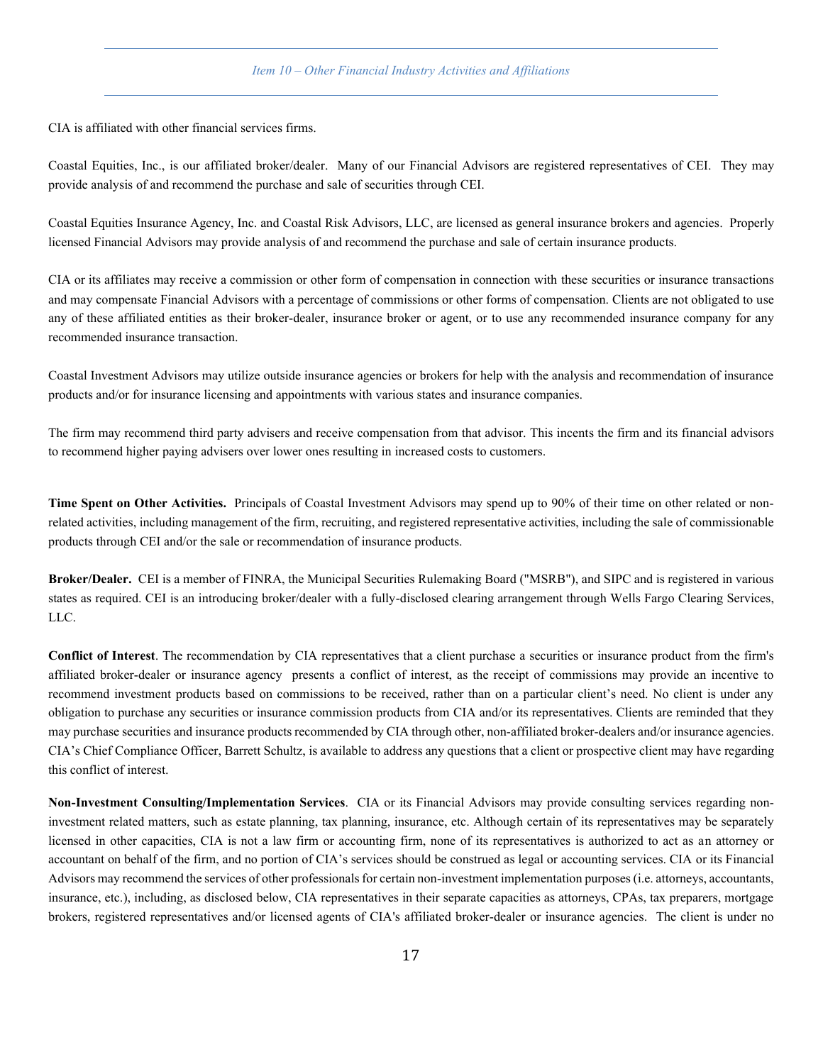## *Item 10 – Other Financial Industry Activities and Affiliations*

CIA is affiliated with other financial services firms.

Coastal Equities, Inc., is our affiliated broker/dealer. Many of our Financial Advisors are registered representatives of CEI. They may provide analysis of and recommend the purchase and sale of securities through CEI.

Coastal Equities Insurance Agency, Inc. and Coastal Risk Advisors, LLC, are licensed as general insurance brokers and agencies. Properly licensed Financial Advisors may provide analysis of and recommend the purchase and sale of certain insurance products.

CIA or its affiliates may receive a commission or other form of compensation in connection with these securities or insurance transactions and may compensate Financial Advisors with a percentage of commissions or other forms of compensation. Clients are not obligated to use any of these affiliated entities as their broker-dealer, insurance broker or agent, or to use any recommended insurance company for any recommended insurance transaction.

Coastal Investment Advisors may utilize outside insurance agencies or brokers for help with the analysis and recommendation of insurance products and/or for insurance licensing and appointments with various states and insurance companies.

The firm may recommend third party advisers and receive compensation from that advisor. This incents the firm and its financial advisors to recommend higher paying advisers over lower ones resulting in increased costs to customers.

**Time Spent on Other Activities.** Principals of Coastal Investment Advisors may spend up to 90% of their time on other related or non-related activities, including management of the firm, recruiting, and registered representative activities, including the sale of commissionable products through CEI and/or the sale or recommendation of insurance products.

**Broker/Dealer.** CEI is a member of FINRA, the Municipal Securities Rulemaking Board ("MSRB"), and SIPC and is registered in various states as required. CEI is an introducing broker/dealer with a fully-disclosed clearing arrangement through Wells Fargo Clearing Services, LLC.

**Conflict of Interest**. The recommendation by CIA representatives that a client purchase a securities or insurance product from the firm's affiliated broker-dealer or insurance agency presents a conflict of interest, as the receipt of commissions may provide an incentive to recommend investment products based on commissions to be received, rather than on a particular client's need. No client is under any obligation to purchase any securities or insurance commission products from CIA and/or its representatives. Clients are reminded that they may purchase securities and insurance products recommended by CIA through other, non-affiliated broker-dealers and/or insurance agencies. CIA's Chief Compliance Officer, Barrett Schultz, is available to address any questions that a client or prospective client may have regarding this conflict of interest.

**Non-Investment Consulting/Implementation Services**. CIA or its Financial Advisors may provide consulting services regarding non-investment related matters, such as estate planning, tax planning, insurance, etc. Although certain of its representatives may be separately licensed in other capacities, CIA is not a law firm or accounting firm, none of its representatives is authorized to act as an attorney or accountant on behalf of the firm, and no portion of CIA's services should be construed as legal or accounting services. CIA or its Financial Advisors may recommend the services of other professionals for certain non-investment implementation purposes (i.e. attorneys, accountants, insurance, etc.), including, as disclosed below, CIA representatives in their separate capacities as attorneys, CPAs, tax preparers, mortgage brokers, registered representatives and/or licensed agents of CIA's affiliated broker-dealer or insurance agencies. The client is under no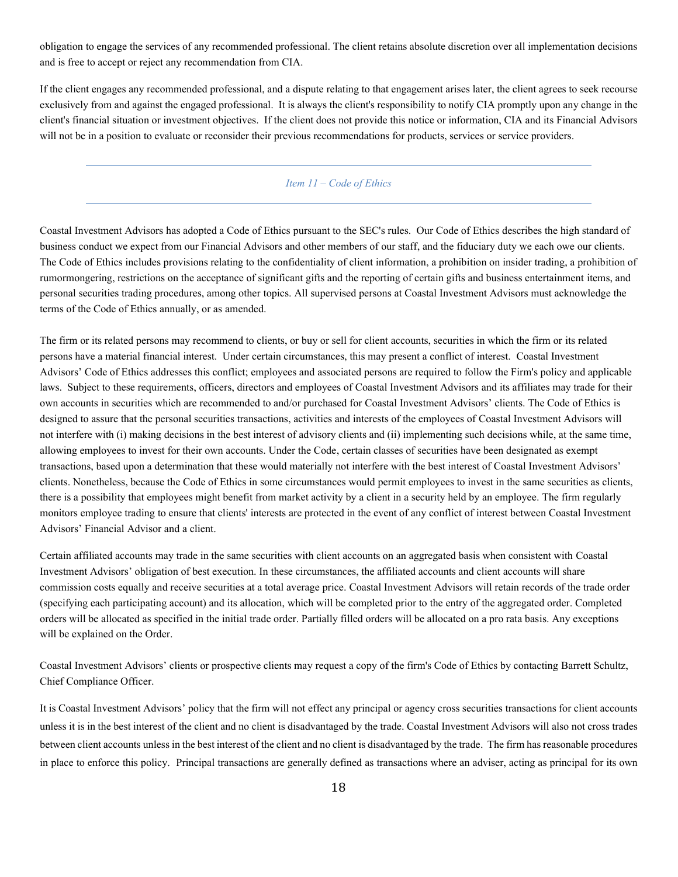obligation to engage the services of any recommended professional. The client retains absolute discretion over all implementation decisions and is free to accept or reject any recommendation from CIA.

If the client engages any recommended professional, and a dispute relating to that engagement arises later, the client agrees to seek recourse exclusively from and against the engaged professional. It is always the client's responsibility to notify CIA promptly upon any change in the client's financial situation or investment objectives. If the client does not provide this notice or information, CIA and its Financial Advisors will not be in a position to evaluate or reconsider their previous recommendations for products, services or service providers.

## *Item 11 – Code of Ethics*

Coastal Investment Advisors has adopted a Code of Ethics pursuant to the SEC's rules. Our Code of Ethics describes the high standard of business conduct we expect from our Financial Advisors and other members of our staff, and the fiduciary duty we each owe our clients. The Code of Ethics includes provisions relating to the confidentiality of client information, a prohibition on insider trading, a prohibition of rumormongering, restrictions on the acceptance of significant gifts and the reporting of certain gifts and business entertainment items, and personal securities trading procedures, among other topics. All supervised persons at Coastal Investment Advisors must acknowledge the terms of the Code of Ethics annually, or as amended.

The firm or its related persons may recommend to clients, or buy or sell for client accounts, securities in which the firm or its related persons have a material financial interest. Under certain circumstances, this may present a conflict of interest. Coastal Investment Advisors' Code of Ethics addresses this conflict; employees and associated persons are required to follow the Firm's policy and applicable laws. Subject to these requirements, officers, directors and employees of Coastal Investment Advisors and its affiliates may trade for their own accounts in securities which are recommended to and/or purchased for Coastal Investment Advisors' clients. The Code of Ethics is designed to assure that the personal securities transactions, activities and interests of the employees of Coastal Investment Advisors will not interfere with (i) making decisions in the best interest of advisory clients and (ii) implementing such decisions while, at the same time, allowing employees to invest for their own accounts. Under the Code, certain classes of securities have been designated as exempt transactions, based upon a determination that these would materially not interfere with the best interest of Coastal Investment Advisors' clients. Nonetheless, because the Code of Ethics in some circumstances would permit employees to invest in the same securities as clients, there is a possibility that employees might benefit from market activity by a client in a security held by an employee. The firm regularly monitors employee trading to ensure that clients' interests are protected in the event of any conflict of interest between Coastal Investment Advisors' Financial Advisor and a client.

Certain affiliated accounts may trade in the same securities with client accounts on an aggregated basis when consistent with Coastal Investment Advisors' obligation of best execution. In these circumstances, the affiliated accounts and client accounts will share commission costs equally and receive securities at a total average price. Coastal Investment Advisors will retain records of the trade order (specifying each participating account) and its allocation, which will be completed prior to the entry of the aggregated order. Completed orders will be allocated as specified in the initial trade order. Partially filled orders will be allocated on a pro rata basis. Any exceptions will be explained on the Order.

Coastal Investment Advisors' clients or prospective clients may request a copy of the firm's Code of Ethics by contacting Barrett Schultz, Chief Compliance Officer.

It is Coastal Investment Advisors' policy that the firm will not effect any principal or agency cross securities transactions for client accounts unless it is in the best interest of the client and no client is disadvantaged by the trade. Coastal Investment Advisors will also not cross trades between client accounts unless in the best interest of the client and no client is disadvantaged by the trade. The firm has reasonable procedures in place to enforce this policy. Principal transactions are generally defined as transactions where an adviser, acting as principal for its own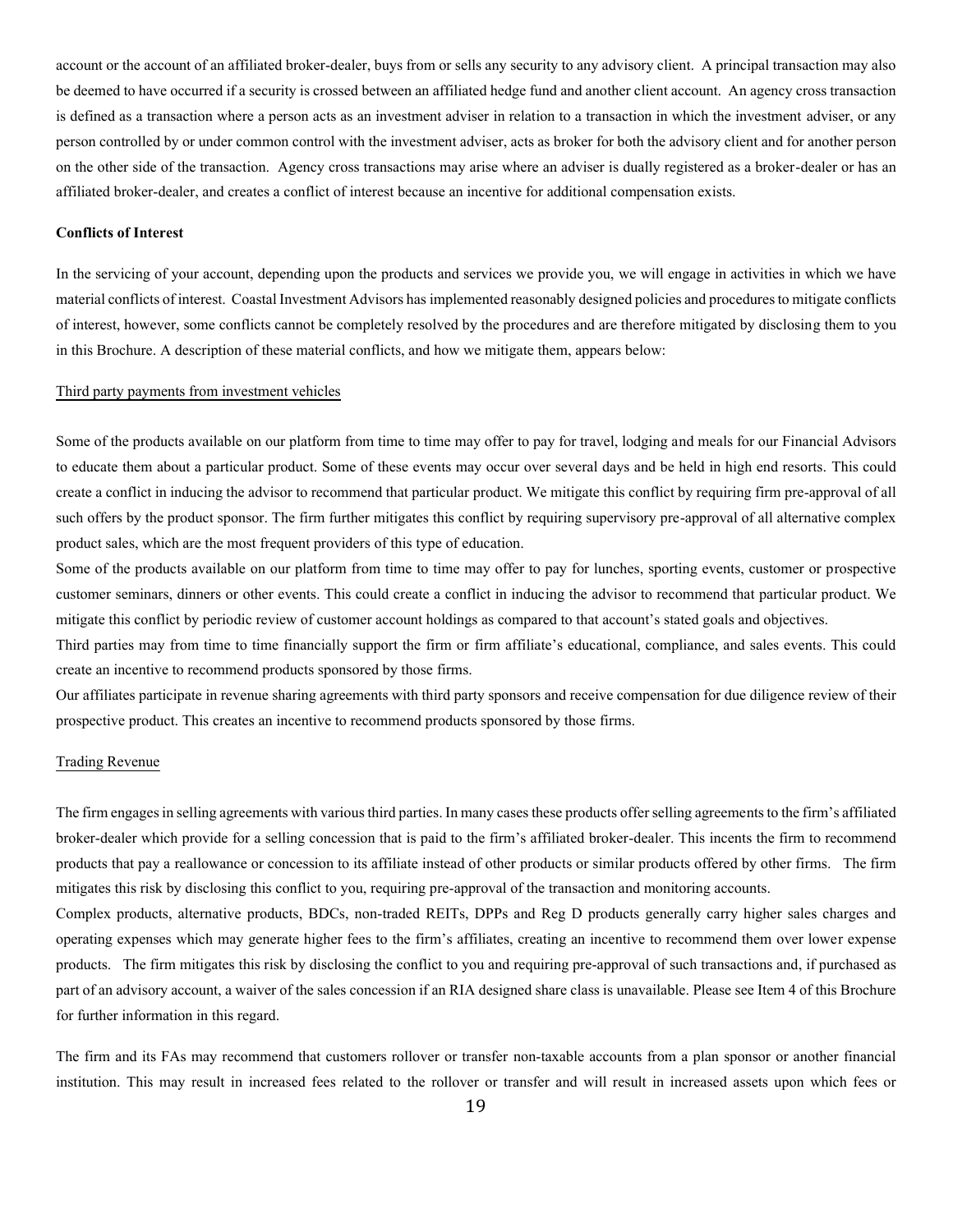account or the account of an affiliated broker-dealer, buys from or sells any security to any advisory client. A principal transaction may also be deemed to have occurred if a security is crossed between an affiliated hedge fund and another client account. An agency cross transaction is defined as a transaction where a person acts as an investment adviser in relation to a transaction in which the investment adviser, or any person controlled by or under common control with the investment adviser, acts as broker for both the advisory client and for another person on the other side of the transaction. Agency cross transactions may arise where an adviser is dually registered as a broker-dealer or has an affiliated broker-dealer, and creates a conflict of interest because an incentive for additional compensation exists.

**Conflicts of Interest**

In the servicing of your account, depending upon the products and services we provide you, we will engage in activities in which we have material conflicts of interest. Coastal Investment Advisors has implemented reasonably designed policies and procedures to mitigate conflicts of interest, however, some conflicts cannot be completely resolved by the procedures and are therefore mitigated by disclosing them to you in this Brochure. A description of these material conflicts, and how we mitigate them, appears below:

Third party payments from investment vehicles

Some of the products available on our platform from time to time may offer to pay for travel, lodging and meals for our Financial Advisors to educate them about a particular product. Some of these events may occur over several days and be held in high end resorts. This could create a conflict in inducing the advisor to recommend that particular product. We mitigate this conflict by requiring firm pre-approval of all such offers by the product sponsor. The firm further mitigates this conflict by requiring supervisory pre-approval of all alternative complex product sales, which are the most frequent providers of this type of education.

Some of the products available on our platform from time to time may offer to pay for lunches, sporting events, customer or prospective customer seminars, dinners or other events. This could create a conflict in inducing the advisor to recommend that particular product. We mitigate this conflict by periodic review of customer account holdings as compared to that account's stated goals and objectives.

Third parties may from time to time financially support the firm or firm affiliate's educational, compliance, and sales events. This could create an incentive to recommend products sponsored by those firms.

Our affiliates participate in revenue sharing agreements with third party sponsors and receive compensation for due diligence review of their prospective product. This creates an incentive to recommend products sponsored by those firms.

Trading Revenue

The firm engages in selling agreements with various third parties. In many cases these products offer selling agreements to the firm's affiliated broker-dealer which provide for a selling concession that is paid to the firm's affiliated broker-dealer. This incents the firm to recommend products that pay a reallowance or concession to its affiliate instead of other products or similar products offered by other firms. The firm mitigates this risk by disclosing this conflict to you, requiring pre-approval of the transaction and monitoring accounts.

Complex products, alternative products, BDCs, non-traded REITs, DPPs and Reg D products generally carry higher sales charges and operating expenses which may generate higher fees to the firm's affiliates, creating an incentive to recommend them over lower expense products. The firm mitigates this risk by disclosing the conflict to you and requiring pre-approval of such transactions and, if purchased as part of an advisory account, a waiver of the sales concession if an RIA designed share class is unavailable. Please see Item 4 of this Brochure for further information in this regard.

The firm and its FAs may recommend that customers rollover or transfer non-taxable accounts from a plan sponsor or another financial institution. This may result in increased fees related to the rollover or transfer and will result in increased assets upon which fees or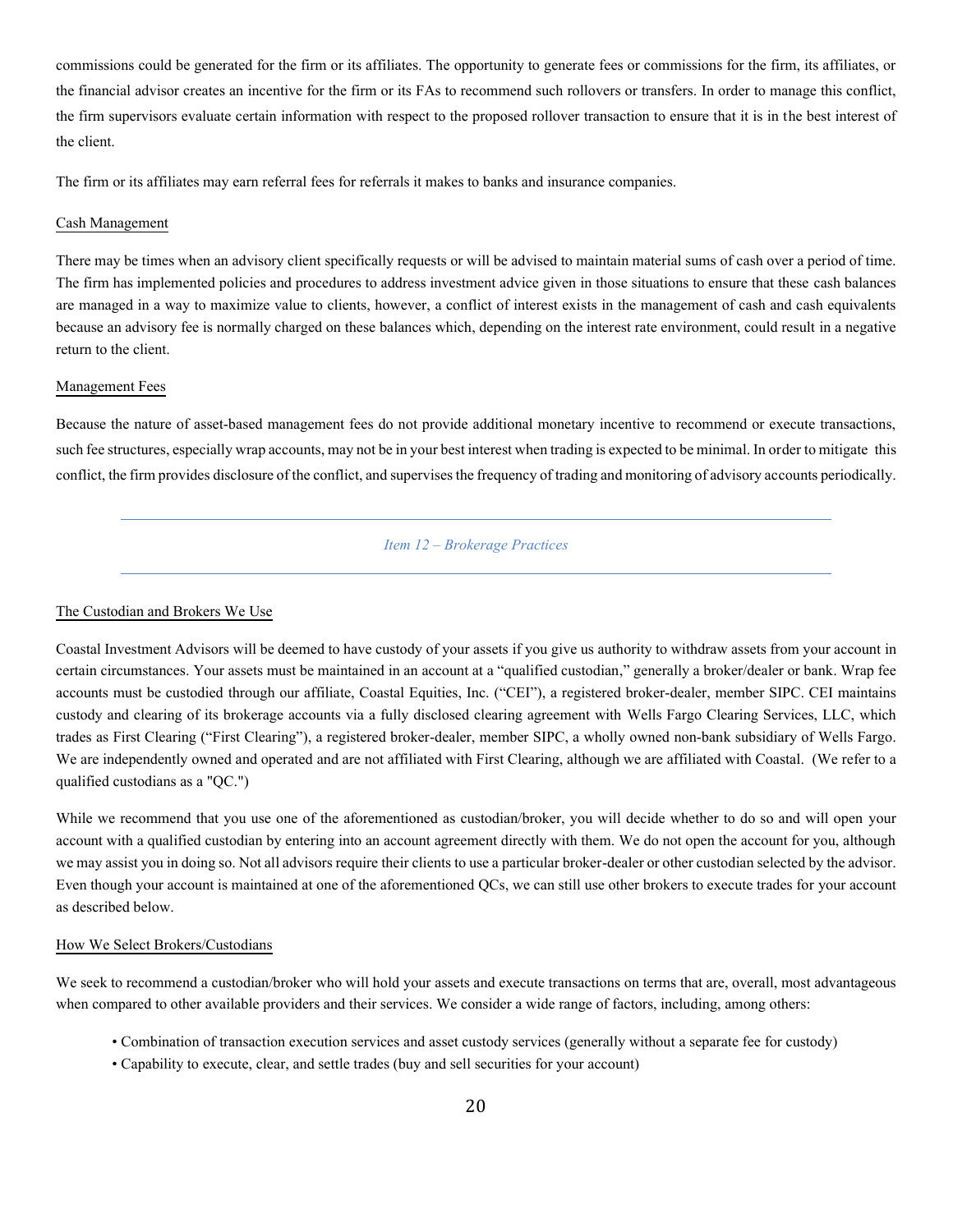commissions could be generated for the firm or its affiliates. The opportunity to generate fees or commissions for the firm, its affiliates, or the financial advisor creates an incentive for the firm or its FAs to recommend such rollovers or transfers. In order to manage this conflict, the firm supervisors evaluate certain information with respect to the proposed rollover transaction to ensure that it is in the best interest of the client.

The firm or its affiliates may earn referral fees for referrals it makes to banks and insurance companies.

Cash Management

There may be times when an advisory client specifically requests or will be advised to maintain material sums of cash over a period of time. The firm has implemented policies and procedures to address investment advice given in those situations to ensure that these cash balances are managed in a way to maximize value to clients, however, a conflict of interest exists in the management of cash and cash equivalents because an advisory fee is normally charged on these balances which, depending on the interest rate environment, could result in a negative return to the client.

Management Fees

Because the nature of asset-based management fees do not provide additional monetary incentive to recommend or execute transactions, such fee structures, especially wrap accounts, may not be in your best interest when trading is expected to be minimal. In order to mitigate this conflict, the firm provides disclosure of the conflict, and supervises the frequency of trading and monitoring of advisory accounts periodically.

## *Item 12 – Brokerage Practices*

The Custodian and Brokers We Use

Coastal Investment Advisors will be deemed to have custody of your assets if you give us authority to withdraw assets from your account in certain circumstances. Your assets must be maintained in an account at a "qualified custodian," generally a broker/dealer or bank. Wrap fee accounts must be custodied through our affiliate, Coastal Equities, Inc. ("CEI"), a registered broker-dealer, member SIPC. CEI maintains custody and clearing of its brokerage accounts via a fully disclosed clearing agreement with Wells Fargo Clearing Services, LLC, which trades as First Clearing ("First Clearing"), a registered broker-dealer, member SIPC, a wholly owned non-bank subsidiary of Wells Fargo. We are independently owned and operated and are not affiliated with First Clearing, although we are affiliated with Coastal. (We refer to a qualified custodians as a "QC.")

While we recommend that you use one of the aforementioned as custodian/broker, you will decide whether to do so and will open your account with a qualified custodian by entering into an account agreement directly with them. We do not open the account for you, although we may assist you in doing so. Not all advisors require their clients to use a particular broker-dealer or other custodian selected by the advisor. Even though your account is maintained at one of the aforementioned QCs, we can still use other brokers to execute trades for your account as described below.

How We Select Brokers/Custodians

We seek to recommend a custodian/broker who will hold your assets and execute transactions on terms that are, overall, most advantageous when compared to other available providers and their services. We consider a wide range of factors, including, among others:

- Combination of transaction execution services and asset custody services (generally without a separate fee for custody)
- Capability to execute, clear, and settle trades (buy and sell securities for your account)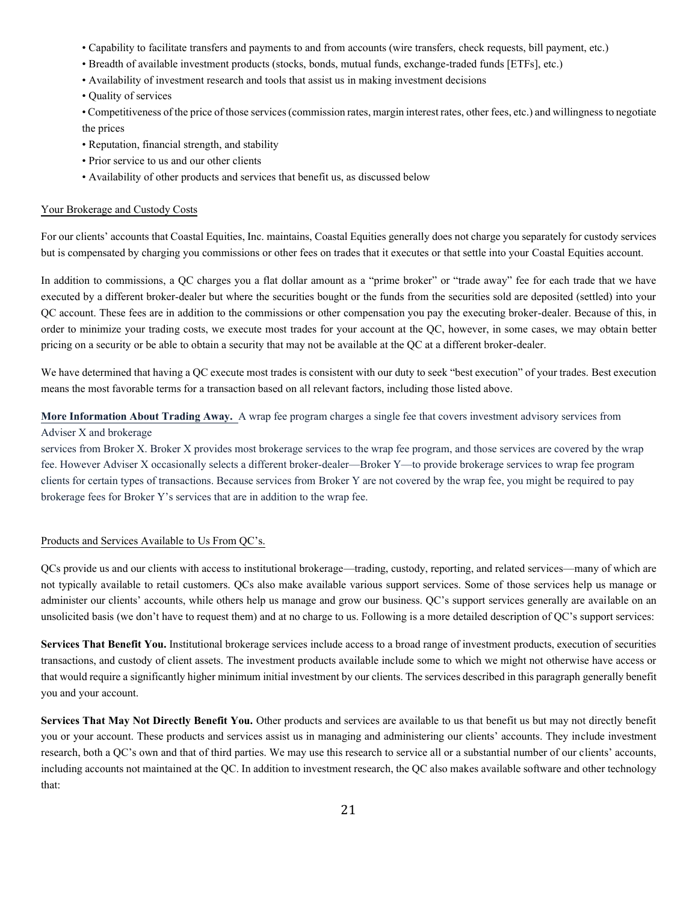- Capability to facilitate transfers and payments to and from accounts (wire transfers, check requests, bill payment, etc.)
- Breadth of available investment products (stocks, bonds, mutual funds, exchange-traded funds [ETFs], etc.)
- Availability of investment research and tools that assist us in making investment decisions
- Quality of services
- Competitiveness of the price of those services (commission rates, margin interest rates, other fees, etc.) and willingness to negotiate the prices
- Reputation, financial strength, and stability
- Prior service to us and our other clients
- Availability of other products and services that benefit us, as discussed below

Your Brokerage and Custody Costs

For our clients' accounts that Coastal Equities, Inc. maintains, Coastal Equities generally does not charge you separately for custody services but is compensated by charging you commissions or other fees on trades that it executes or that settle into your Coastal Equities account.

In addition to commissions, a QC charges you a flat dollar amount as a "prime broker" or "trade away" fee for each trade that we have executed by a different broker-dealer but where the securities bought or the funds from the securities sold are deposited (settled) into your QC account. These fees are in addition to the commissions or other compensation you pay the executing broker-dealer. Because of this, in order to minimize your trading costs, we execute most trades for your account at the QC, however, in some cases, we may obtain better pricing on a security or be able to obtain a security that may not be available at the QC at a different broker-dealer.

We have determined that having a QC execute most trades is consistent with our duty to seek "best execution" of your trades. Best execution means the most favorable terms for a transaction based on all relevant factors, including those listed above.

**More Information About Trading Away.** A wrap fee program charges a single fee that covers investment advisory services from Adviser X and brokerage services from Broker X. Broker X provides most brokerage services to the wrap fee program, and those services are covered by the wrap fee. However Adviser X occasionally selects a different broker-dealer—Broker Y—to provide brokerage services to wrap fee program clients for certain types of transactions. Because services from Broker Y are not covered by the wrap fee, you might be required to pay brokerage fees for Broker Y's services that are in addition to the wrap fee.

Products and Services Available to Us From QC's.

QCs provide us and our clients with access to institutional brokerage—trading, custody, reporting, and related services—many of which are not typically available to retail customers. QCs also make available various support services. Some of those services help us manage or administer our clients' accounts, while others help us manage and grow our business. QC's support services generally are available on an unsolicited basis (we don't have to request them) and at no charge to us. Following is a more detailed description of QC's support services:

**Services That Benefit You.** Institutional brokerage services include access to a broad range of investment products, execution of securities transactions, and custody of client assets. The investment products available include some to which we might not otherwise have access or that would require a significantly higher minimum initial investment by our clients. The services described in this paragraph generally benefit you and your account.

**Services That May Not Directly Benefit You.** Other products and services are available to us that benefit us but may not directly benefit you or your account. These products and services assist us in managing and administering our clients' accounts. They include investment research, both a QC's own and that of third parties. We may use this research to service all or a substantial number of our clients' accounts, including accounts not maintained at the QC. In addition to investment research, the QC also makes available software and other technology that: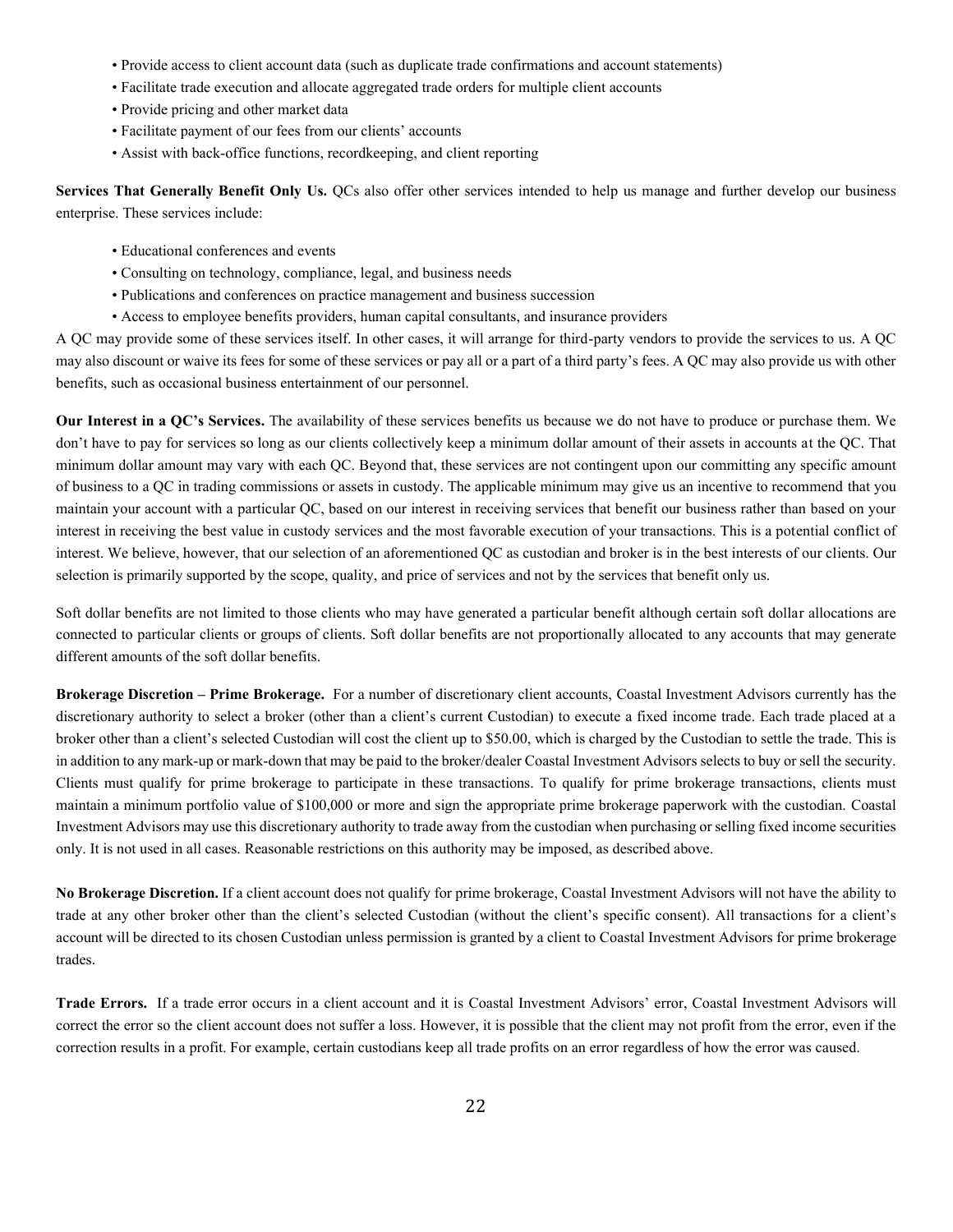- Provide access to client account data (such as duplicate trade confirmations and account statements)
- Facilitate trade execution and allocate aggregated trade orders for multiple client accounts
- Provide pricing and other market data
- Facilitate payment of our fees from our clients' accounts
- Assist with back-office functions, recordkeeping, and client reporting

**Services That Generally Benefit Only Us.** QCs also offer other services intended to help us manage and further develop our business enterprise. These services include:

- Educational conferences and events
- Consulting on technology, compliance, legal, and business needs
- Publications and conferences on practice management and business succession
- Access to employee benefits providers, human capital consultants, and insurance providers

A QC may provide some of these services itself. In other cases, it will arrange for third-party vendors to provide the services to us. A QC may also discount or waive its fees for some of these services or pay all or a part of a third party's fees. A QC may also provide us with other benefits, such as occasional business entertainment of our personnel.

**Our Interest in a QC's Services.** The availability of these services benefits us because we do not have to produce or purchase them. We don't have to pay for services so long as our clients collectively keep a minimum dollar amount of their assets in accounts at the QC. That minimum dollar amount may vary with each QC. Beyond that, these services are not contingent upon our committing any specific amount of business to a QC in trading commissions or assets in custody. The applicable minimum may give us an incentive to recommend that you maintain your account with a particular QC, based on our interest in receiving services that benefit our business rather than based on your interest in receiving the best value in custody services and the most favorable execution of your transactions. This is a potential conflict of interest. We believe, however, that our selection of an aforementioned QC as custodian and broker is in the best interests of our clients. Our selection is primarily supported by the scope, quality, and price of services and not by the services that benefit only us.

Soft dollar benefits are not limited to those clients who may have generated a particular benefit although certain soft dollar allocations are connected to particular clients or groups of clients. Soft dollar benefits are not proportionally allocated to any accounts that may generate different amounts of the soft dollar benefits.

**Brokerage Discretion – Prime Brokerage.** For a number of discretionary client accounts, Coastal Investment Advisors currently has the discretionary authority to select a broker (other than a client's current Custodian) to execute a fixed income trade. Each trade placed at a broker other than a client's selected Custodian will cost the client up to $50.00, which is charged by the Custodian to settle the trade. This is in addition to any mark-up or mark-down that may be paid to the broker/dealer Coastal Investment Advisors selects to buy or sell the security. Clients must qualify for prime brokerage to participate in these transactions. To qualify for prime brokerage transactions, clients must maintain a minimum portfolio value of $100,000 or more and sign the appropriate prime brokerage paperwork with the custodian. Coastal Investment Advisors may use this discretionary authority to trade away from the custodian when purchasing or selling fixed income securities only. It is not used in all cases. Reasonable restrictions on this authority may be imposed, as described above.

**No Brokerage Discretion.** If a client account does not qualify for prime brokerage, Coastal Investment Advisors will not have the ability to trade at any other broker other than the client's selected Custodian (without the client's specific consent). All transactions for a client's account will be directed to its chosen Custodian unless permission is granted by a client to Coastal Investment Advisors for prime brokerage trades.

**Trade Errors.** If a trade error occurs in a client account and it is Coastal Investment Advisors' error, Coastal Investment Advisors will correct the error so the client account does not suffer a loss. However, it is possible that the client may not profit from the error, even if the correction results in a profit. For example, certain custodians keep all trade profits on an error regardless of how the error was caused.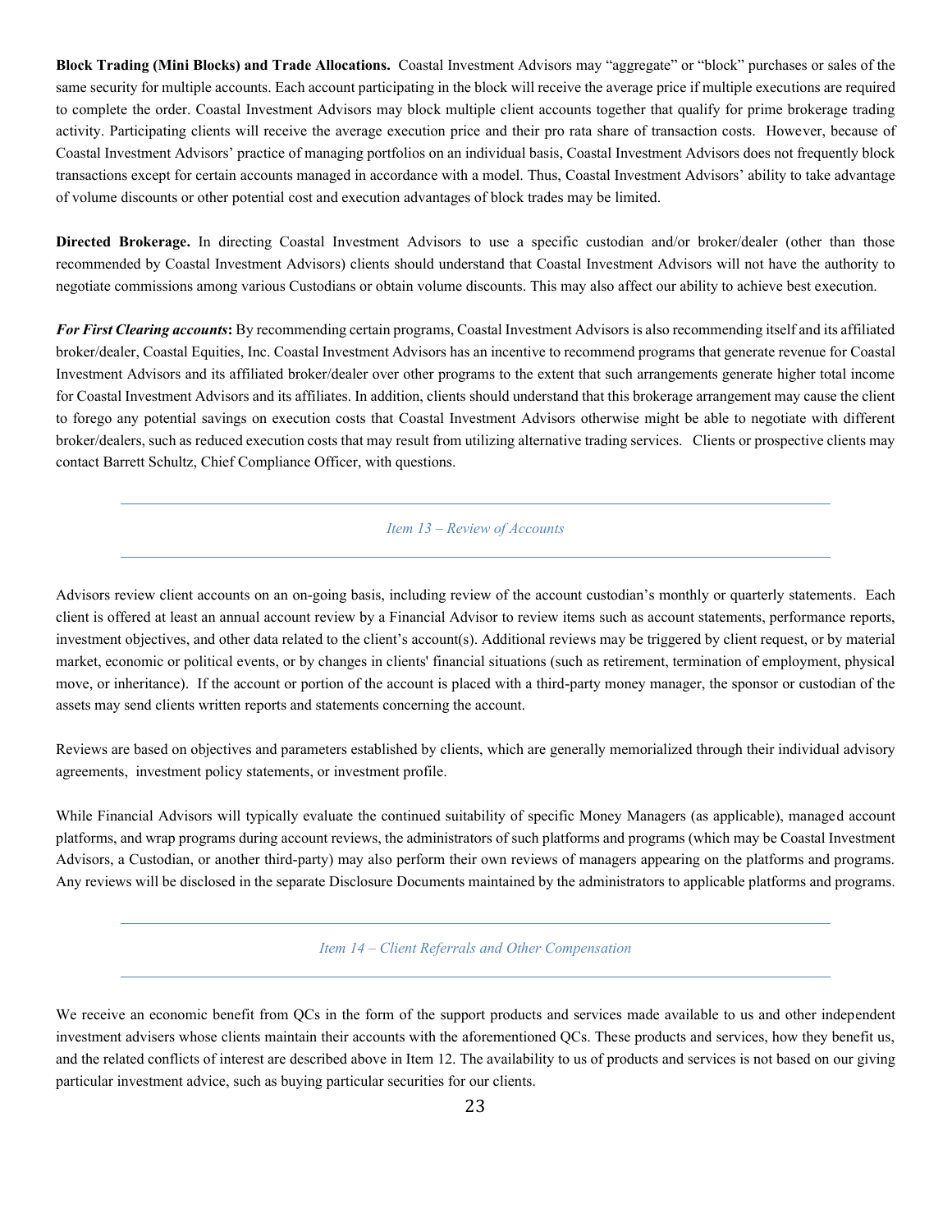**Block Trading (Mini Blocks) and Trade Allocations.** Coastal Investment Advisors may "aggregate" or "block" purchases or sales of the same security for multiple accounts. Each account participating in the block will receive the average price if multiple executions are required to complete the order. Coastal Investment Advisors may block multiple client accounts together that qualify for prime brokerage trading activity. Participating clients will receive the average execution price and their pro rata share of transaction costs. However, because of Coastal Investment Advisors' practice of managing portfolios on an individual basis, Coastal Investment Advisors does not frequently block transactions except for certain accounts managed in accordance with a model. Thus, Coastal Investment Advisors' ability to take advantage of volume discounts or other potential cost and execution advantages of block trades may be limited.

**Directed Brokerage.** In directing Coastal Investment Advisors to use a specific custodian and/or broker/dealer (other than those recommended by Coastal Investment Advisors) clients should understand that Coastal Investment Advisors will not have the authority to negotiate commissions among various Custodians or obtain volume discounts. This may also affect our ability to achieve best execution.

***For First Clearing accounts*****:** By recommending certain programs, Coastal Investment Advisors is also recommending itself and its affiliated broker/dealer, Coastal Equities, Inc. Coastal Investment Advisors has an incentive to recommend programs that generate revenue for Coastal Investment Advisors and its affiliated broker/dealer over other programs to the extent that such arrangements generate higher total income for Coastal Investment Advisors and its affiliates. In addition, clients should understand that this brokerage arrangement may cause the client to forego any potential savings on execution costs that Coastal Investment Advisors otherwise might be able to negotiate with different broker/dealers, such as reduced execution costs that may result from utilizing alternative trading services. Clients or prospective clients may contact Barrett Schultz, Chief Compliance Officer, with questions.

## *Item 13 – Review of Accounts*

Advisors review client accounts on an on-going basis, including review of the account custodian's monthly or quarterly statements. Each client is offered at least an annual account review by a Financial Advisor to review items such as account statements, performance reports, investment objectives, and other data related to the client's account(s). Additional reviews may be triggered by client request, or by material market, economic or political events, or by changes in clients' financial situations (such as retirement, termination of employment, physical move, or inheritance). If the account or portion of the account is placed with a third-party money manager, the sponsor or custodian of the assets may send clients written reports and statements concerning the account.

Reviews are based on objectives and parameters established by clients, which are generally memorialized through their individual advisory agreements, investment policy statements, or investment profile.

While Financial Advisors will typically evaluate the continued suitability of specific Money Managers (as applicable), managed account platforms, and wrap programs during account reviews, the administrators of such platforms and programs (which may be Coastal Investment Advisors, a Custodian, or another third-party) may also perform their own reviews of managers appearing on the platforms and programs. Any reviews will be disclosed in the separate Disclosure Documents maintained by the administrators to applicable platforms and programs.

## *Item 14 – Client Referrals and Other Compensation*

We receive an economic benefit from QCs in the form of the support products and services made available to us and other independent investment advisers whose clients maintain their accounts with the aforementioned QCs. These products and services, how they benefit us, and the related conflicts of interest are described above in Item 12. The availability to us of products and services is not based on our giving particular investment advice, such as buying particular securities for our clients.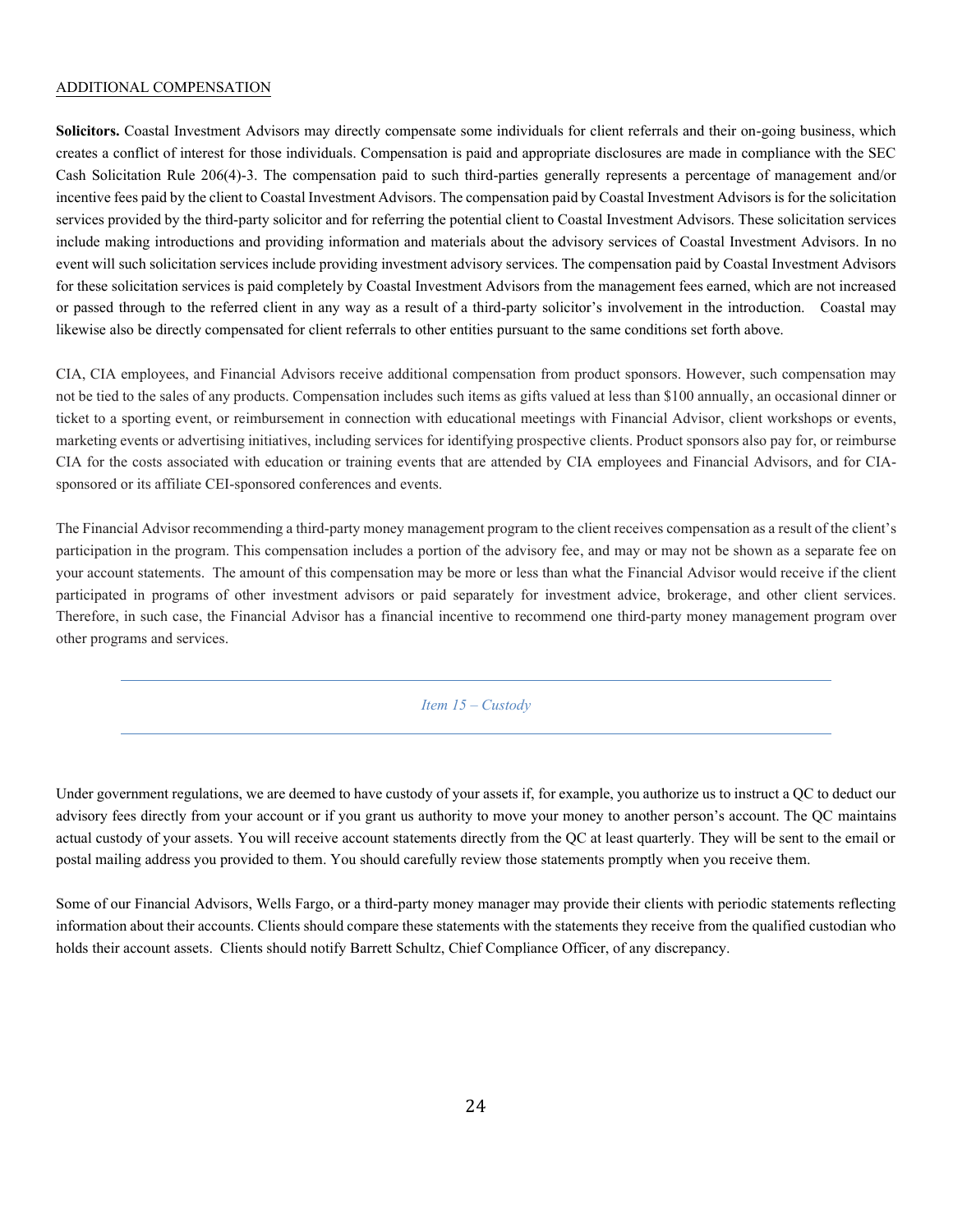ADDITIONAL COMPENSATION

**Solicitors.** Coastal Investment Advisors may directly compensate some individuals for client referrals and their on-going business, which creates a conflict of interest for those individuals. Compensation is paid and appropriate disclosures are made in compliance with the SEC Cash Solicitation Rule 206(4)-3. The compensation paid to such third-parties generally represents a percentage of management and/or incentive fees paid by the client to Coastal Investment Advisors. The compensation paid by Coastal Investment Advisors is for the solicitation services provided by the third-party solicitor and for referring the potential client to Coastal Investment Advisors. These solicitation services include making introductions and providing information and materials about the advisory services of Coastal Investment Advisors. In no event will such solicitation services include providing investment advisory services. The compensation paid by Coastal Investment Advisors for these solicitation services is paid completely by Coastal Investment Advisors from the management fees earned, which are not increased or passed through to the referred client in any way as a result of a third-party solicitor's involvement in the introduction. Coastal may likewise also be directly compensated for client referrals to other entities pursuant to the same conditions set forth above.

CIA, CIA employees, and Financial Advisors receive additional compensation from product sponsors. However, such compensation may not be tied to the sales of any products. Compensation includes such items as gifts valued at less than $100 annually, an occasional dinner or ticket to a sporting event, or reimbursement in connection with educational meetings with Financial Advisor, client workshops or events, marketing events or advertising initiatives, including services for identifying prospective clients. Product sponsors also pay for, or reimburse CIA for the costs associated with education or training events that are attended by CIA employees and Financial Advisors, and for CIA-sponsored or its affiliate CEI-sponsored conferences and events.

The Financial Advisor recommending a third-party money management program to the client receives compensation as a result of the client's participation in the program. This compensation includes a portion of the advisory fee, and may or may not be shown as a separate fee on your account statements. The amount of this compensation may be more or less than what the Financial Advisor would receive if the client participated in programs of other investment advisors or paid separately for investment advice, brokerage, and other client services. Therefore, in such case, the Financial Advisor has a financial incentive to recommend one third-party money management program over other programs and services.

## *Item 15 – Custody*

Under government regulations, we are deemed to have custody of your assets if, for example, you authorize us to instruct a QC to deduct our advisory fees directly from your account or if you grant us authority to move your money to another person's account. The QC maintains actual custody of your assets. You will receive account statements directly from the QC at least quarterly. They will be sent to the email or postal mailing address you provided to them. You should carefully review those statements promptly when you receive them.

Some of our Financial Advisors, Wells Fargo, or a third-party money manager may provide their clients with periodic statements reflecting information about their accounts. Clients should compare these statements with the statements they receive from the qualified custodian who holds their account assets. Clients should notify Barrett Schultz, Chief Compliance Officer, of any discrepancy.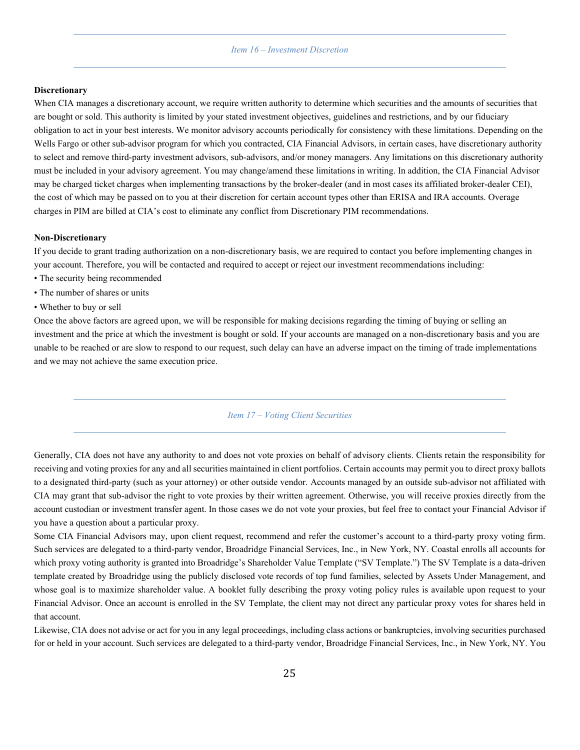## *Item 16 – Investment Discretion*

**Discretionary**

When CIA manages a discretionary account, we require written authority to determine which securities and the amounts of securities that are bought or sold. This authority is limited by your stated investment objectives, guidelines and restrictions, and by our fiduciary obligation to act in your best interests. We monitor advisory accounts periodically for consistency with these limitations. Depending on the Wells Fargo or other sub-advisor program for which you contracted, CIA Financial Advisors, in certain cases, have discretionary authority to select and remove third-party investment advisors, sub-advisors, and/or money managers. Any limitations on this discretionary authority must be included in your advisory agreement. You may change/amend these limitations in writing. In addition, the CIA Financial Advisor may be charged ticket charges when implementing transactions by the broker-dealer (and in most cases its affiliated broker-dealer CEI), the cost of which may be passed on to you at their discretion for certain account types other than ERISA and IRA accounts. Overage charges in PIM are billed at CIA's cost to eliminate any conflict from Discretionary PIM recommendations.

**Non-Discretionary**

If you decide to grant trading authorization on a non-discretionary basis, we are required to contact you before implementing changes in your account. Therefore, you will be contacted and required to accept or reject our investment recommendations including:

- The security being recommended
- The number of shares or units
- Whether to buy or sell

Once the above factors are agreed upon, we will be responsible for making decisions regarding the timing of buying or selling an investment and the price at which the investment is bought or sold. If your accounts are managed on a non-discretionary basis and you are unable to be reached or are slow to respond to our request, such delay can have an adverse impact on the timing of trade implementations and we may not achieve the same execution price.

## *Item 17 – Voting Client Securities*

Generally, CIA does not have any authority to and does not vote proxies on behalf of advisory clients. Clients retain the responsibility for receiving and voting proxies for any and all securities maintained in client portfolios. Certain accounts may permit you to direct proxy ballots to a designated third-party (such as your attorney) or other outside vendor. Accounts managed by an outside sub-advisor not affiliated with CIA may grant that sub-advisor the right to vote proxies by their written agreement. Otherwise, you will receive proxies directly from the account custodian or investment transfer agent. In those cases we do not vote your proxies, but feel free to contact your Financial Advisor if you have a question about a particular proxy.

Some CIA Financial Advisors may, upon client request, recommend and refer the customer's account to a third-party proxy voting firm. Such services are delegated to a third-party vendor, Broadridge Financial Services, Inc., in New York, NY. Coastal enrolls all accounts for which proxy voting authority is granted into Broadridge's Shareholder Value Template ("SV Template.") The SV Template is a data-driven template created by Broadridge using the publicly disclosed vote records of top fund families, selected by Assets Under Management, and whose goal is to maximize shareholder value. A booklet fully describing the proxy voting policy rules is available upon request to your Financial Advisor. Once an account is enrolled in the SV Template, the client may not direct any particular proxy votes for shares held in that account.

Likewise, CIA does not advise or act for you in any legal proceedings, including class actions or bankruptcies, involving securities purchased for or held in your account. Such services are delegated to a third-party vendor, Broadridge Financial Services, Inc., in New York, NY. You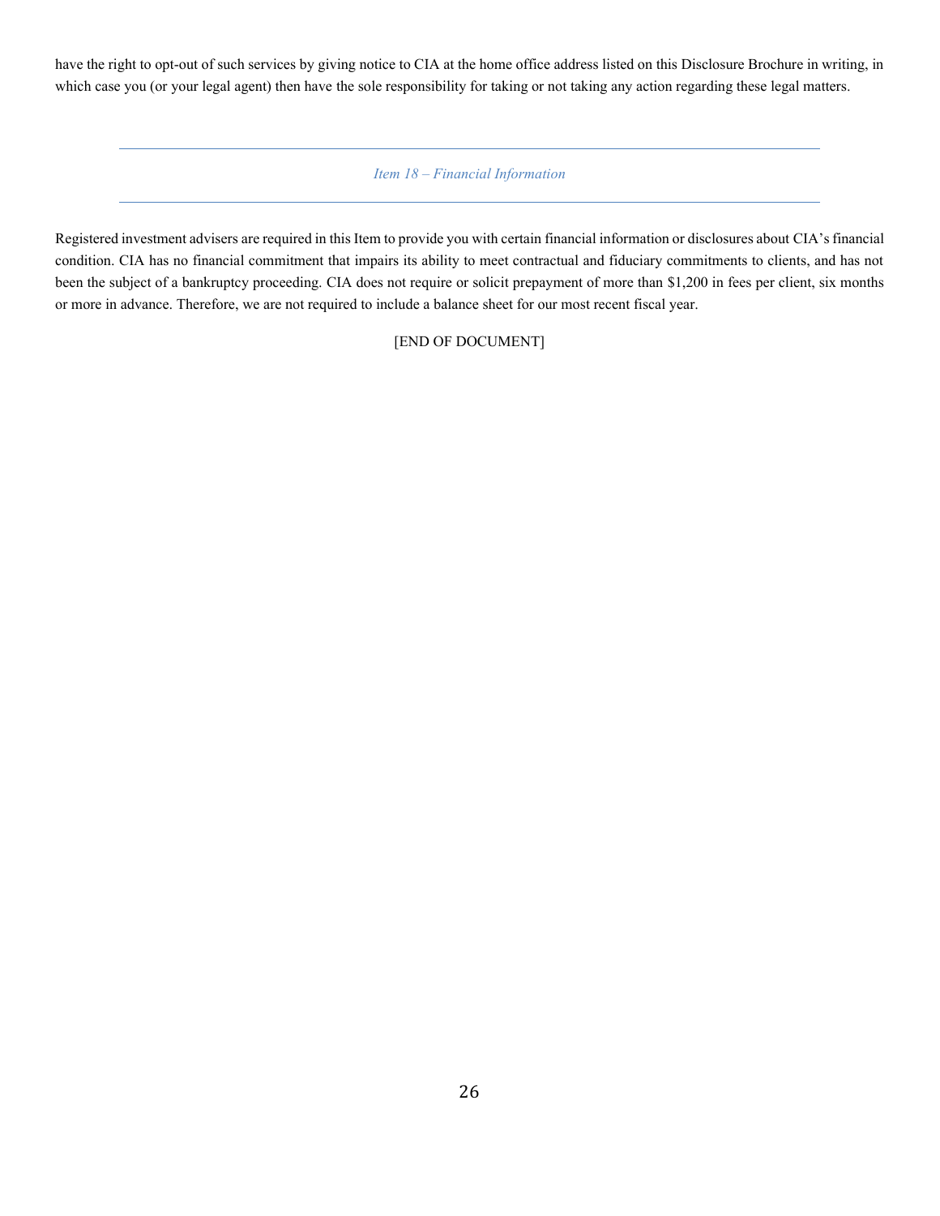have the right to opt-out of such services by giving notice to CIA at the home office address listed on this Disclosure Brochure in writing, in which case you (or your legal agent) then have the sole responsibility for taking or not taking any action regarding these legal matters.

---

## *Item 18 – Financial Information*

---

Registered investment advisers are required in this Item to provide you with certain financial information or disclosures about CIA's financial condition. CIA has no financial commitment that impairs its ability to meet contractual and fiduciary commitments to clients, and has not been the subject of a bankruptcy proceeding. CIA does not require or solicit prepayment of more than $1,200 in fees per client, six months or more in advance. Therefore, we are not required to include a balance sheet for our most recent fiscal year.

[END OF DOCUMENT]